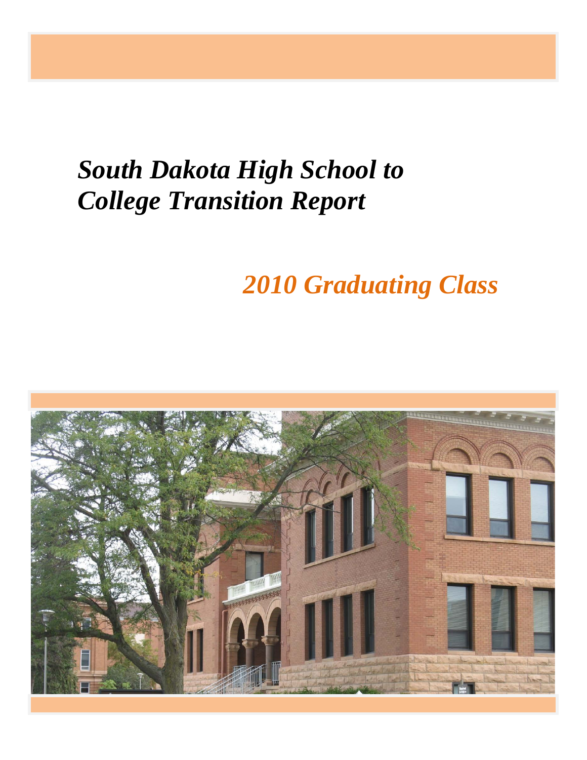# *South Dakota High School to College Transition Report*

## *2010 Graduating Class*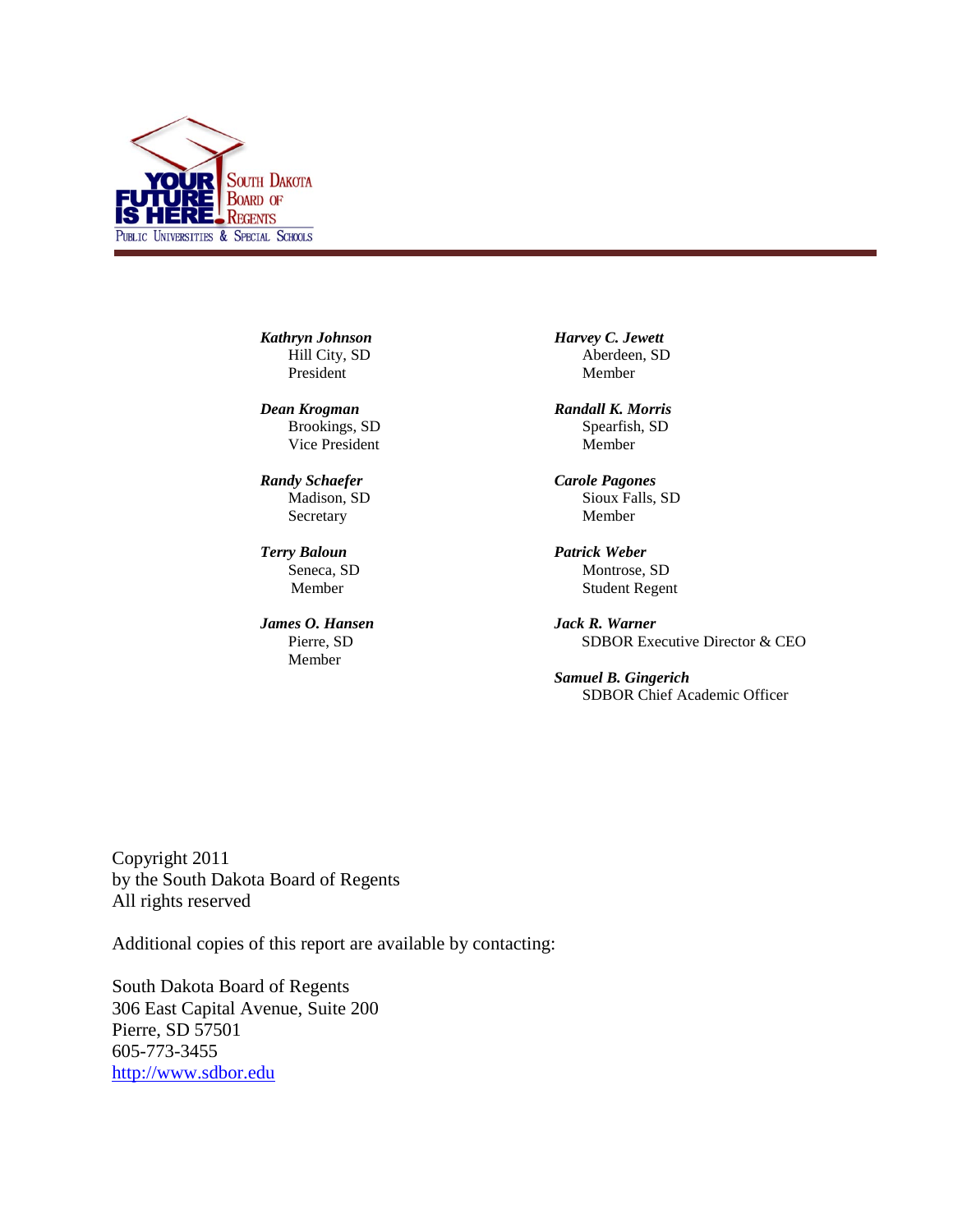SOUTH DAKOTA BOARD OF REGENTS
PUBLIC UNIVERSITIES & SPECIAL SCHOOLS

***Kathryn Johnson***
Hill City, SD
President

***Dean Krogman***
Brookings, SD
Vice President

***Randy Schaefer***
Madison, SD
Secretary

***Terry Baloun***
Seneca, SD
Member

***James O. Hansen***
Pierre, SD
Member

***Harvey C. Jewett***
Aberdeen, SD
Member

***Randall K. Morris***
Spearfish, SD
Member

***Carole Pagones***
Sioux Falls, SD
Member

***Patrick Weber***
Montrose, SD
Student Regent

***Jack R. Warner***
SDBOR Executive Director & CEO

***Samuel B. Gingerich***
SDBOR Chief Academic Officer

Copyright 2011
by the South Dakota Board of Regents
All rights reserved

Additional copies of this report are available by contacting:

South Dakota Board of Regents
306 East Capital Avenue, Suite 200
Pierre, SD 57501
605-773-3455
http://www.sdbor.edu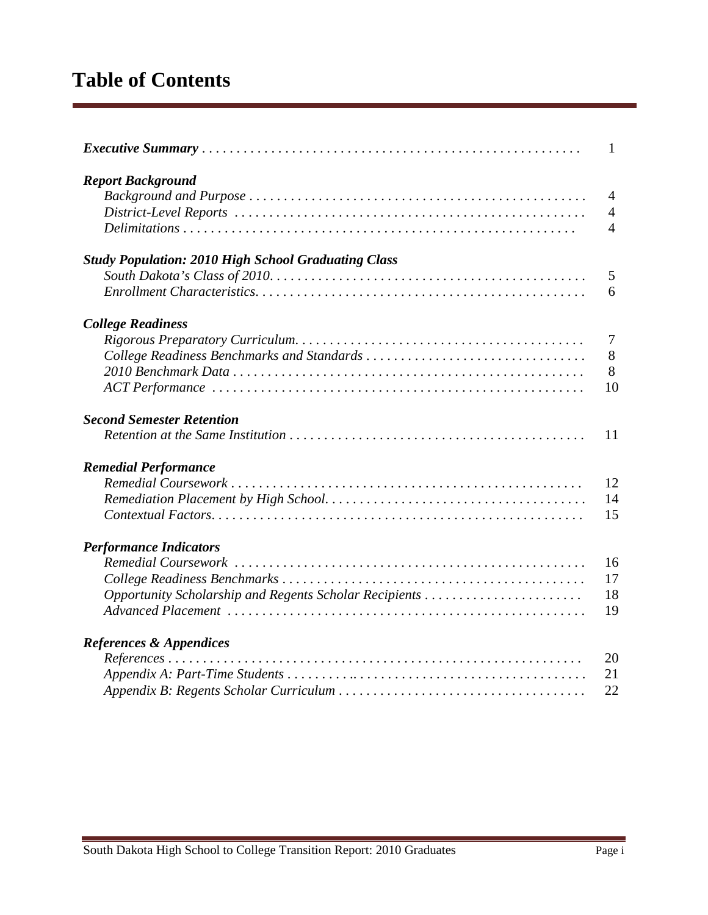# Table of Contents

| | |
|---|---|
| ***Executive Summary*** | 1 |
| ***Report Background*** | |
| *Background and Purpose* | 4 |
| *District-Level Reports* | 4 |
| *Delimitations* | 4 |
| ***Study Population: 2010 High School Graduating Class*** | |
| *South Dakota's Class of 2010* | 5 |
| *Enrollment Characteristics* | 6 |
| ***College Readiness*** | |
| *Rigorous Preparatory Curriculum* | 7 |
| *College Readiness Benchmarks and Standards* | 8 |
| *2010 Benchmark Data* | 8 |
| *ACT Performance* | 10 |
| ***Second Semester Retention*** | |
| *Retention at the Same Institution* | 11 |
| ***Remedial Performance*** | |
| *Remedial Coursework* | 12 |
| *Remediation Placement by High School* | 14 |
| *Contextual Factors* | 15 |
| ***Performance Indicators*** | |
| *Remedial Coursework* | 16 |
| *College Readiness Benchmarks* | 17 |
| *Opportunity Scholarship and Regents Scholar Recipients* | 18 |
| *Advanced Placement* | 19 |
| ***References & Appendices*** | |
| *References* | 20 |
| *Appendix A: Part-Time Students* | 21 |
| *Appendix B: Regents Scholar Curriculum* | 22 |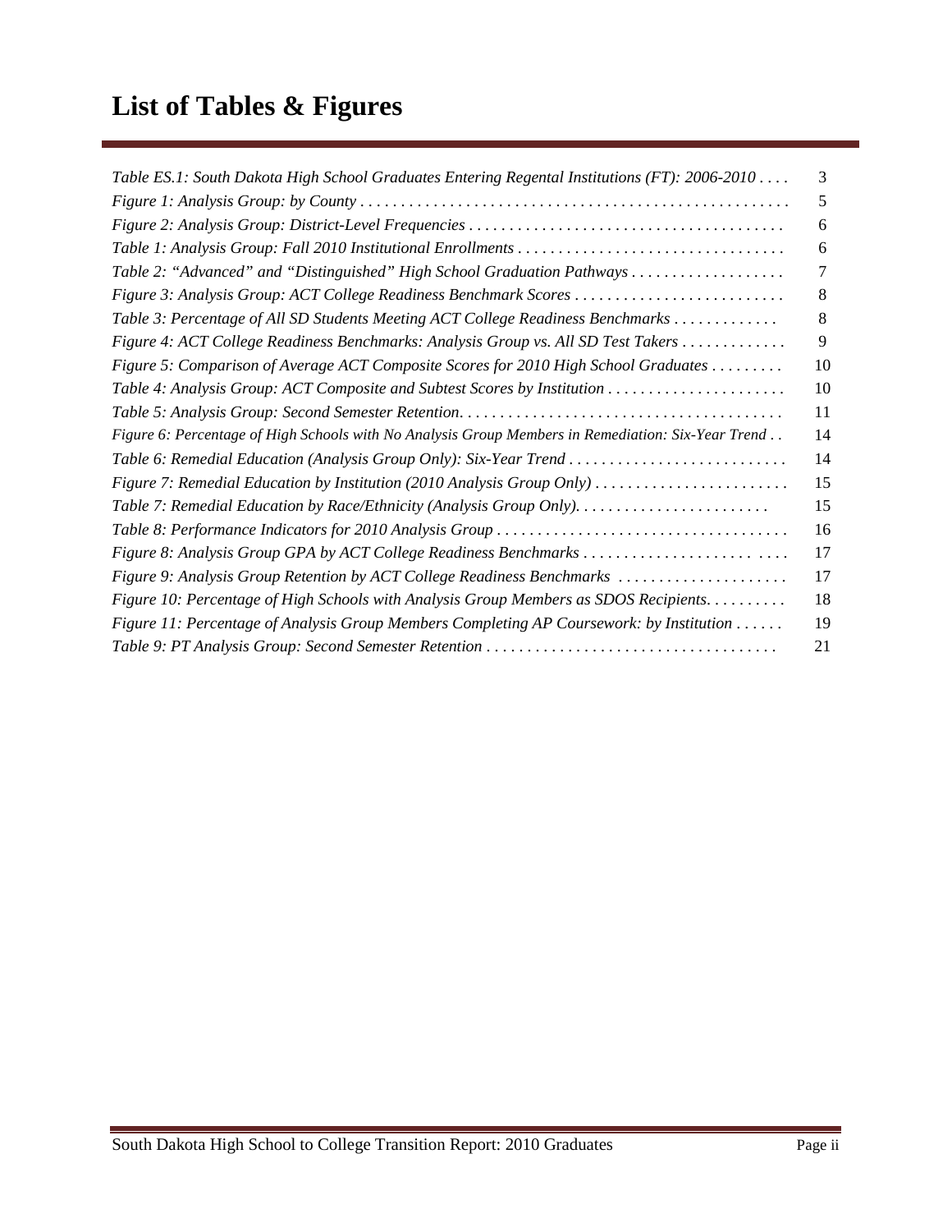# List of Tables & Figures

| | |
|---|---|
| *Table ES.1: South Dakota High School Graduates Entering Regental Institutions (FT): 2006-2010* | 3 |
| *Figure 1: Analysis Group: by County* | 5 |
| *Figure 2: Analysis Group: District-Level Frequencies* | 6 |
| *Table 1: Analysis Group: Fall 2010 Institutional Enrollments* | 6 |
| *Table 2: "Advanced" and "Distinguished" High School Graduation Pathways* | 7 |
| *Figure 3: Analysis Group: ACT College Readiness Benchmark Scores* | 8 |
| *Table 3: Percentage of All SD Students Meeting ACT College Readiness Benchmarks* | 8 |
| *Figure 4: ACT College Readiness Benchmarks: Analysis Group vs. All SD Test Takers* | 9 |
| *Figure 5: Comparison of Average ACT Composite Scores for 2010 High School Graduates* | 10 |
| *Table 4: Analysis Group: ACT Composite and Subtest Scores by Institution* | 10 |
| *Table 5: Analysis Group: Second Semester Retention* | 11 |
| *Figure 6: Percentage of High Schools with No Analysis Group Members in Remediation: Six-Year Trend* | 14 |
| *Table 6: Remedial Education (Analysis Group Only): Six-Year Trend* | 14 |
| *Figure 7: Remedial Education by Institution (2010 Analysis Group Only)* | 15 |
| *Table 7: Remedial Education by Race/Ethnicity (Analysis Group Only).* | 15 |
| *Table 8: Performance Indicators for 2010 Analysis Group* | 16 |
| *Figure 8: Analysis Group GPA by ACT College Readiness Benchmarks* | 17 |
| *Figure 9: Analysis Group Retention by ACT College Readiness Benchmarks* | 17 |
| *Figure 10: Percentage of High Schools with Analysis Group Members as SDOS Recipients.* | 18 |
| *Figure 11: Percentage of Analysis Group Members Completing AP Coursework: by Institution* | 19 |
| *Table 9: PT Analysis Group: Second Semester Retention* | 21 |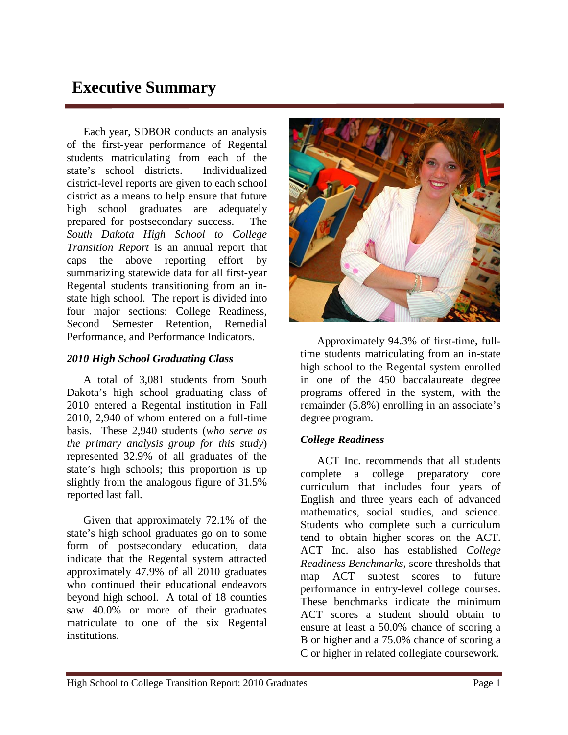# Executive Summary

Each year, SDBOR conducts an analysis of the first-year performance of Regental students matriculating from each of the state's school districts. Individualized district-level reports are given to each school district as a means to help ensure that future high school graduates are adequately prepared for postsecondary success. The *South Dakota High School to College Transition Report* is an annual report that caps the above reporting effort by summarizing statewide data for all first-year Regental students transitioning from an in-state high school. The report is divided into four major sections: College Readiness, Second Semester Retention, Remedial Performance, and Performance Indicators.

### *2010 High School Graduating Class*

A total of 3,081 students from South Dakota's high school graduating class of 2010 entered a Regental institution in Fall 2010, 2,940 of whom entered on a full-time basis. These 2,940 students (*who serve as the primary analysis group for this study*) represented 32.9% of all graduates of the state's high schools; this proportion is up slightly from the analogous figure of 31.5% reported last fall.

Given that approximately 72.1% of the state's high school graduates go on to some form of postsecondary education, data indicate that the Regental system attracted approximately 47.9% of all 2010 graduates who continued their educational endeavors beyond high school. A total of 18 counties saw 40.0% or more of their graduates matriculate to one of the six Regental institutions.

Approximately 94.3% of first-time, full-time students matriculating from an in-state high school to the Regental system enrolled in one of the 450 baccalaureate degree programs offered in the system, with the remainder (5.8%) enrolling in an associate's degree program.

### *College Readiness*

ACT Inc. recommends that all students complete a college preparatory core curriculum that includes four years of English and three years each of advanced mathematics, social studies, and science. Students who complete such a curriculum tend to obtain higher scores on the ACT. ACT Inc. also has established *College Readiness Benchmarks*, score thresholds that map ACT subtest scores to future performance in entry-level college courses. These benchmarks indicate the minimum ACT scores a student should obtain to ensure at least a 50.0% chance of scoring a B or higher and a 75.0% chance of scoring a C or higher in related collegiate coursework.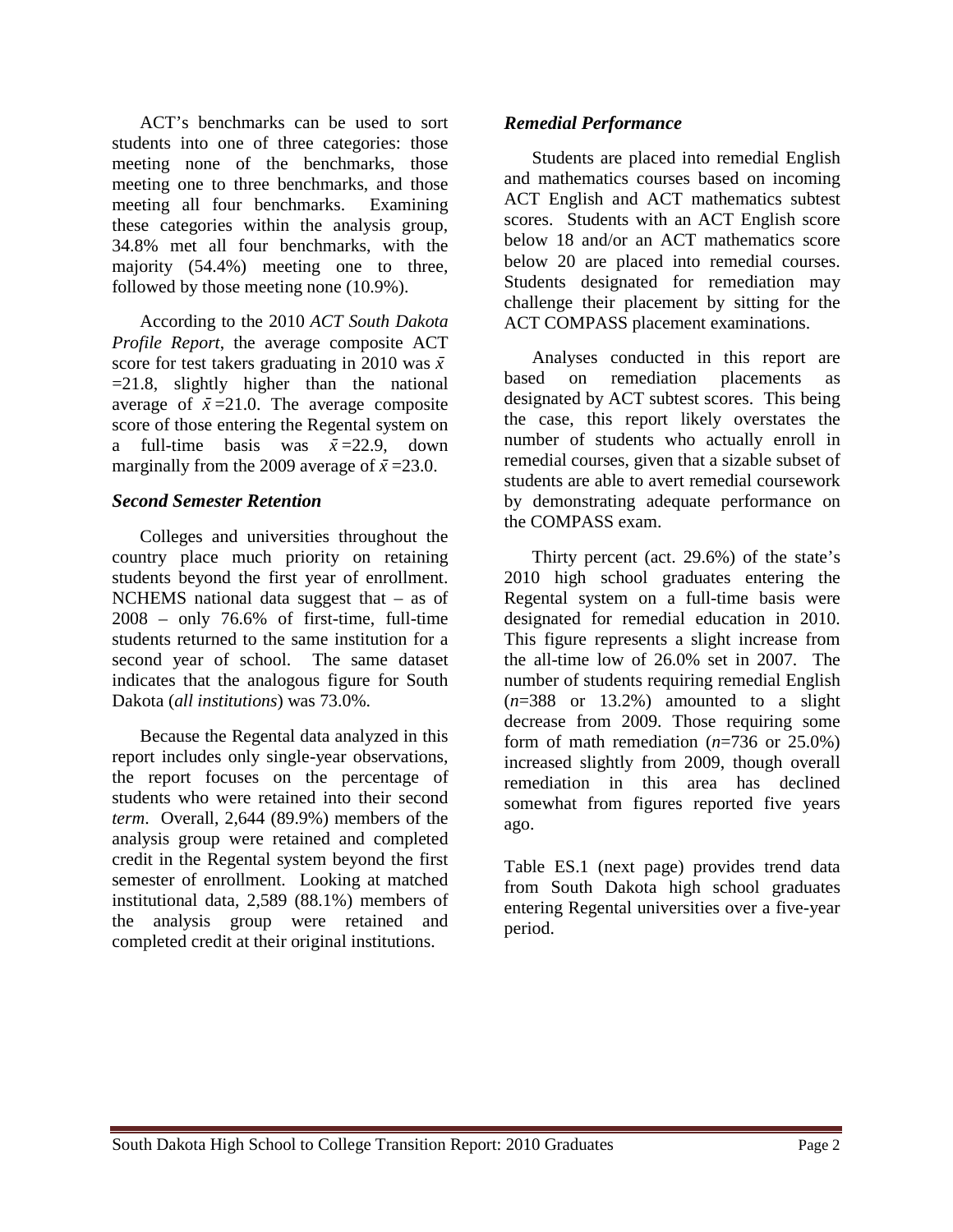ACT's benchmarks can be used to sort students into one of three categories: those meeting none of the benchmarks, those meeting one to three benchmarks, and those meeting all four benchmarks. Examining these categories within the analysis group, 34.8% met all four benchmarks, with the majority (54.4%) meeting one to three, followed by those meeting none (10.9%).

According to the 2010 *ACT South Dakota Profile Report*, the average composite ACT score for test takers graduating in 2010 was $\bar{x}$ =21.8, slightly higher than the national average of $\bar{x}$ =21.0. The average composite score of those entering the Regental system on a full-time basis was $\bar{x}$ =22.9, down marginally from the 2009 average of $\bar{x}$ =23.0.

### *Second Semester Retention*

Colleges and universities throughout the country place much priority on retaining students beyond the first year of enrollment. NCHEMS national data suggest that – as of 2008 – only 76.6% of first-time, full-time students returned to the same institution for a second year of school. The same dataset indicates that the analogous figure for South Dakota (*all institutions*) was 73.0%.

Because the Regental data analyzed in this report includes only single-year observations, the report focuses on the percentage of students who were retained into their second *term*. Overall, 2,644 (89.9%) members of the analysis group were retained and completed credit in the Regental system beyond the first semester of enrollment. Looking at matched institutional data, 2,589 (88.1%) members of the analysis group were retained and completed credit at their original institutions.

### *Remedial Performance*

Students are placed into remedial English and mathematics courses based on incoming ACT English and ACT mathematics subtest scores. Students with an ACT English score below 18 and/or an ACT mathematics score below 20 are placed into remedial courses. Students designated for remediation may challenge their placement by sitting for the ACT COMPASS placement examinations.

Analyses conducted in this report are based on remediation placements as designated by ACT subtest scores. This being the case, this report likely overstates the number of students who actually enroll in remedial courses, given that a sizable subset of students are able to avert remedial coursework by demonstrating adequate performance on the COMPASS exam.

Thirty percent (act. 29.6%) of the state's 2010 high school graduates entering the Regental system on a full-time basis were designated for remedial education in 2010. This figure represents a slight increase from the all-time low of 26.0% set in 2007. The number of students requiring remedial English (*n*=388 or 13.2%) amounted to a slight decrease from 2009. Those requiring some form of math remediation (*n*=736 or 25.0%) increased slightly from 2009, though overall remediation in this area has declined somewhat from figures reported five years ago.

Table ES.1 (next page) provides trend data from South Dakota high school graduates entering Regental universities over a five-year period.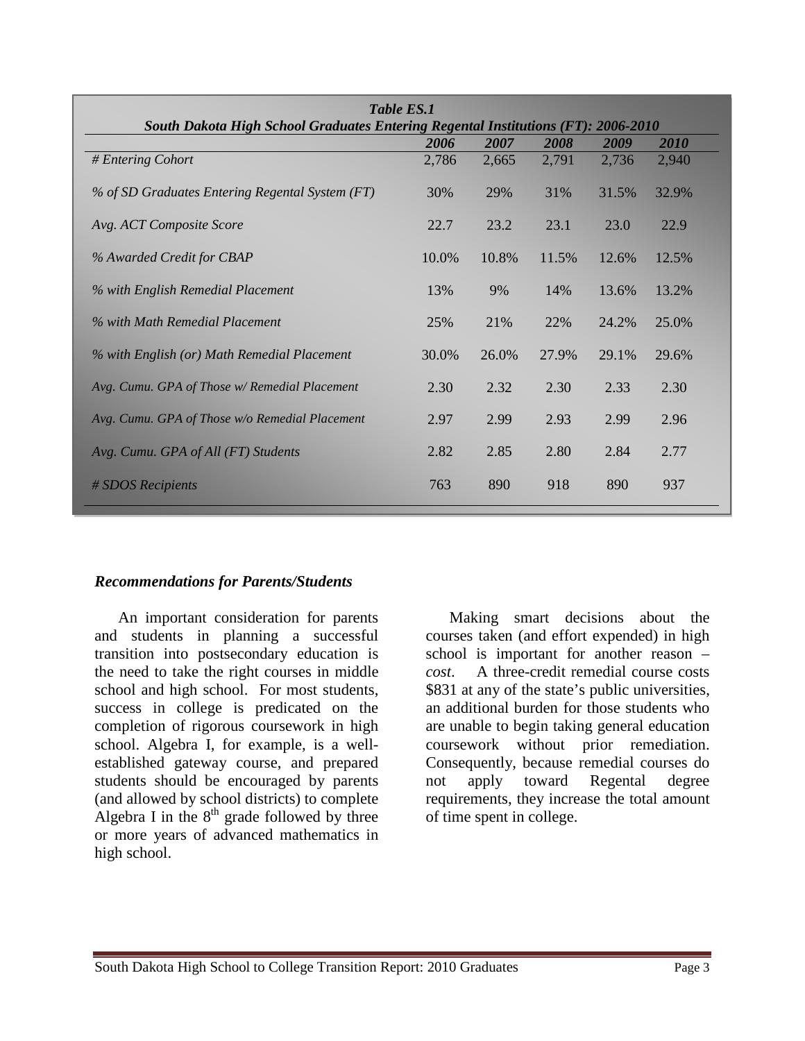***Table ES.1***
***South Dakota High School Graduates Entering Regental Institutions (FT): 2006-2010***

| | *2006* | *2007* | *2008* | *2009* | *2010* |
|---|---|---|---|---|---|
| *# Entering Cohort* | 2,786 | 2,665 | 2,791 | 2,736 | 2,940 |
| *% of SD Graduates Entering Regental System (FT)* | 30% | 29% | 31% | 31.5% | 32.9% |
| *Avg. ACT Composite Score* | 22.7 | 23.2 | 23.1 | 23.0 | 22.9 |
| *% Awarded Credit for CBAP* | 10.0% | 10.8% | 11.5% | 12.6% | 12.5% |
| *% with English Remedial Placement* | 13% | 9% | 14% | 13.6% | 13.2% |
| *% with Math Remedial Placement* | 25% | 21% | 22% | 24.2% | 25.0% |
| *% with English (or) Math Remedial Placement* | 30.0% | 26.0% | 27.9% | 29.1% | 29.6% |
| *Avg. Cumu. GPA of Those w/ Remedial Placement* | 2.30 | 2.32 | 2.30 | 2.33 | 2.30 |
| *Avg. Cumu. GPA of Those w/o Remedial Placement* | 2.97 | 2.99 | 2.93 | 2.99 | 2.96 |
| *Avg. Cumu. GPA of All (FT) Students* | 2.82 | 2.85 | 2.80 | 2.84 | 2.77 |
| *# SDOS Recipients* | 763 | 890 | 918 | 890 | 937 |

### *Recommendations for Parents/Students*

An important consideration for parents and students in planning a successful transition into postsecondary education is the need to take the right courses in middle school and high school. For most students, success in college is predicated on the completion of rigorous coursework in high school. Algebra I, for example, is a well-established gateway course, and prepared students should be encouraged by parents (and allowed by school districts) to complete Algebra I in the 8th grade followed by three or more years of advanced mathematics in high school.

Making smart decisions about the courses taken (and effort expended) in high school is important for another reason – *cost*. A three-credit remedial course costs $831 at any of the state's public universities, an additional burden for those students who are unable to begin taking general education coursework without prior remediation. Consequently, because remedial courses do not apply toward Regental degree requirements, they increase the total amount of time spent in college.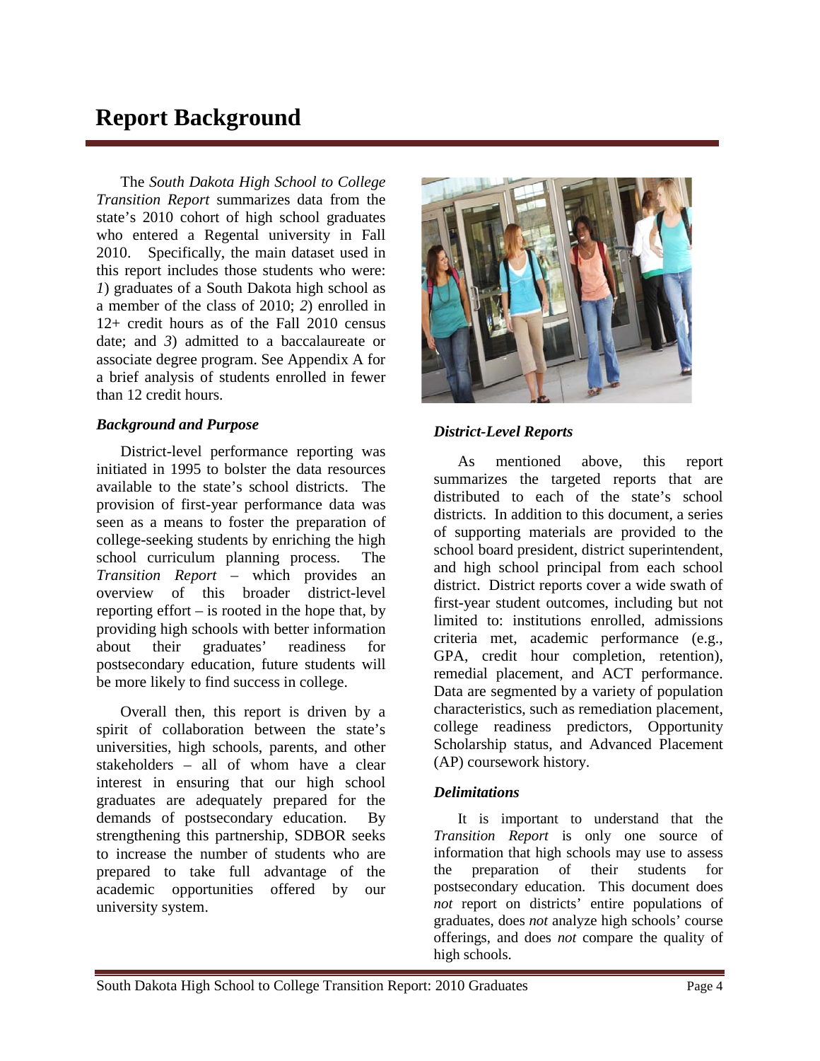# Report Background

The *South Dakota High School to College Transition Report* summarizes data from the state's 2010 cohort of high school graduates who entered a Regental university in Fall 2010. Specifically, the main dataset used in this report includes those students who were: *1*) graduates of a South Dakota high school as a member of the class of 2010; *2*) enrolled in 12+ credit hours as of the Fall 2010 census date; and *3*) admitted to a baccalaureate or associate degree program. See Appendix A for a brief analysis of students enrolled in fewer than 12 credit hours.

### *Background and Purpose*

District-level performance reporting was initiated in 1995 to bolster the data resources available to the state's school districts. The provision of first-year performance data was seen as a means to foster the preparation of college-seeking students by enriching the high school curriculum planning process. The *Transition Report* – which provides an overview of this broader district-level reporting effort – is rooted in the hope that, by providing high schools with better information about their graduates' readiness for postsecondary education, future students will be more likely to find success in college.

Overall then, this report is driven by a spirit of collaboration between the state's universities, high schools, parents, and other stakeholders – all of whom have a clear interest in ensuring that our high school graduates are adequately prepared for the demands of postsecondary education. By strengthening this partnership, SDBOR seeks to increase the number of students who are prepared to take full advantage of the academic opportunities offered by our university system.

### *District-Level Reports*

As mentioned above, this report summarizes the targeted reports that are distributed to each of the state's school districts. In addition to this document, a series of supporting materials are provided to the school board president, district superintendent, and high school principal from each school district. District reports cover a wide swath of first-year student outcomes, including but not limited to: institutions enrolled, admissions criteria met, academic performance (e.g., GPA, credit hour completion, retention), remedial placement, and ACT performance. Data are segmented by a variety of population characteristics, such as remediation placement, college readiness predictors, Opportunity Scholarship status, and Advanced Placement (AP) coursework history.

### *Delimitations*

It is important to understand that the *Transition Report* is only one source of information that high schools may use to assess the preparation of their students for postsecondary education. This document does *not* report on districts' entire populations of graduates, does *not* analyze high schools' course offerings, and does *not* compare the quality of high schools.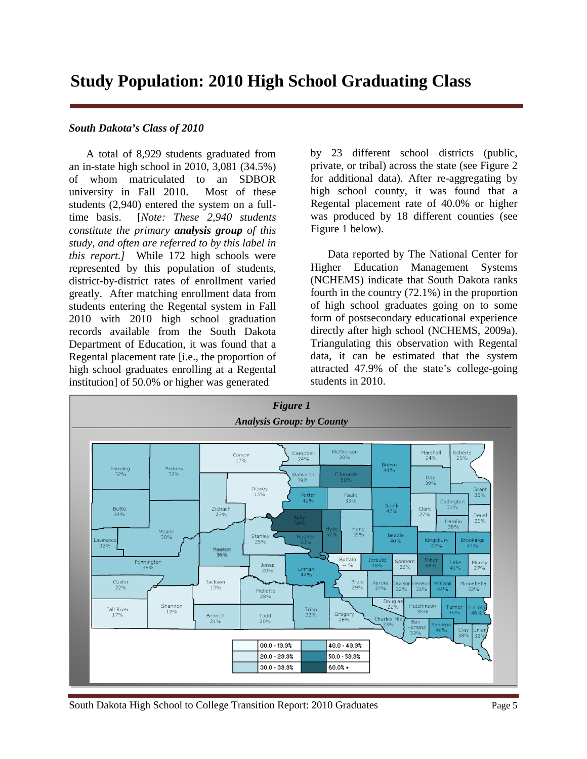# Study Population: 2010 High School Graduating Class

### *South Dakota's Class of 2010*

A total of 8,929 students graduated from an in-state high school in 2010, 3,081 (34.5%) of whom matriculated to an SDBOR university in Fall 2010. Most of these students (2,940) entered the system on a full-time basis. [*Note: These 2,940 students constitute the primary **analysis group** of this study, and often are referred to by this label in this report.]* While 172 high schools were represented by this population of students, district-by-district rates of enrollment varied greatly. After matching enrollment data from students entering the Regental system in Fall 2010 with 2010 high school graduation records available from the South Dakota Department of Education, it was found that a Regental placement rate [i.e., the proportion of high school graduates enrolling at a Regental institution] of 50.0% or higher was generated by 23 different school districts (public, private, or tribal) across the state (see Figure 2 for additional data). After re-aggregating by high school county, it was found that a Regental placement rate of 40.0% or higher was produced by 18 different counties (see Figure 1 below).

Data reported by The National Center for Higher Education Management Systems (NCHEMS) indicate that South Dakota ranks fourth in the country (72.1%) in the proportion of high school graduates going on to some form of postsecondary educational experience directly after high school (NCHEMS, 2009a). Triangulating this observation with Regental data, it can be estimated that the system attracted 47.9% of the state's college-going students in 2010.

***Figure 1***
***Analysis Group: by County***

| County | % | County | % | County | % |
|---|---|---|---|---|---|
| Harding | 32% | Perkins | 32% | Corson | 17% |
| Campbell | 24% | McPherson | 38% | Brown | 41% |
| Marshall | 24% | Roberts | 25% | Walworth | 39% |
| Edmunds | 50% | Day | 39% | Grant | 36% |
| Dewey | 15% | Potter | 42% | Faulk | 33% |
| Spink | 47% | Clark | 27% | Codington | 31% |
| Deuel | 26% | Hamlin | 38% | Butte | 34% |
| Ziebach | 27% | Sully | 60% | Hyde | 52% |
| Hand | 35% | Meade | 30% | Lawrence | 32% |
| Stanley | 25% | Hughes | 50% | Beadle | 40% |
| Kingsbury | 47% | Brookings | 44% | Haakon | 36% |
| Pennington | 35% | Jones | 20% | Lyman | 44% |
| Buffalo | -- % | Jerauld | 48% | Sanborn | 26% |
| Miner | 58% | Lake | 41% | Moody | 27% |
| Custer | 22% | Jackson | 13% | Mellette | 28% |
| Brule | 29% | Aurora | 37% | Davison | 32% |
| Hanson | 35% | McCook | 44% | Minnehaha | 32% |
| Fall River | 17% | Shannon | 12% | Bennett | 21% |
| Todd | 20% | Tripp | 33% | Gregory | 26% |
| Douglas | 22% | Charles Mix | 33% | Hutchinson | 35% |
| Turner | 46% | Lincoln | 46% | Bon Homme | 32% |
| Yankton | 46% | Clay | 38% | Union | 32% |

Legend: 00.0 - 19.9%; 20.0 - 29.9%; 30.0 - 39.9%; 40.0 - 49.9%; 50.0 - 59.9%; 60.0% +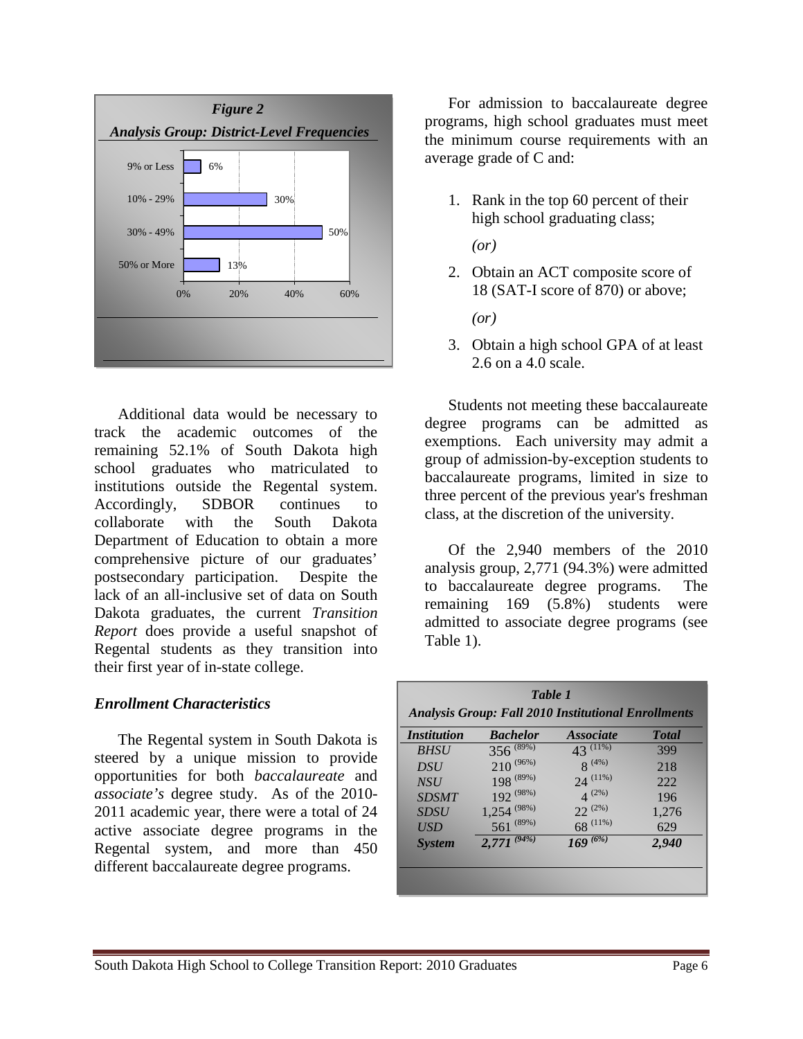***Figure 2***

***Analysis Group: District-Level Frequencies***

| | |
|---|---|
| 9% or Less | 6% |
| 10% - 29% | 30% |
| 30% - 49% | 50% |
| 50% or More | 13% |

Additional data would be necessary to track the academic outcomes of the remaining 52.1% of South Dakota high school graduates who matriculated to institutions outside the Regental system. Accordingly, SDBOR continues to collaborate with the South Dakota Department of Education to obtain a more comprehensive picture of our graduates' postsecondary participation. Despite the lack of an all-inclusive set of data on South Dakota graduates, the current *Transition Report* does provide a useful snapshot of Regental students as they transition into their first year of in-state college.

## *Enrollment Characteristics*

The Regental system in South Dakota is steered by a unique mission to provide opportunities for both *baccalaureate* and *associate's* degree study. As of the 2010-2011 academic year, there were a total of 24 active associate degree programs in the Regental system, and more than 450 different baccalaureate degree programs.

For admission to baccalaureate degree programs, high school graduates must meet the minimum course requirements with an average grade of C and:

1. Rank in the top 60 percent of their high school graduating class;

   *(or)*

2. Obtain an ACT composite score of 18 (SAT-I score of 870) or above;

   *(or)*

3. Obtain a high school GPA of at least 2.6 on a 4.0 scale.

Students not meeting these baccalaureate degree programs can be admitted as exemptions. Each university may admit a group of admission-by-exception students to baccalaureate programs, limited in size to three percent of the previous year's freshman class, at the discretion of the university.

Of the 2,940 members of the 2010 analysis group, 2,771 (94.3%) were admitted to baccalaureate degree programs. The remaining 169 (5.8%) students were admitted to associate degree programs (see Table 1).

***Table 1***

***Analysis Group: Fall 2010 Institutional Enrollments***

| *Institution* | *Bachelor* | *Associate* | *Total* |
|---|---|---|---|
| *BHSU* | 356 (89%) | 43 (11%) | 399 |
| *DSU* | 210 (96%) | 8 (4%) | 218 |
| *NSU* | 198 (89%) | 24 (11%) | 222 |
| *SDSMT* | 192 (98%) | 4 (2%) | 196 |
| *SDSU* | 1,254 (98%) | 22 (2%) | 1,276 |
| *USD* | 561 (89%) | 68 (11%) | 629 |
| ***System*** | ***2,771 (94%)*** | ***169 (6%)*** | ***2,940*** |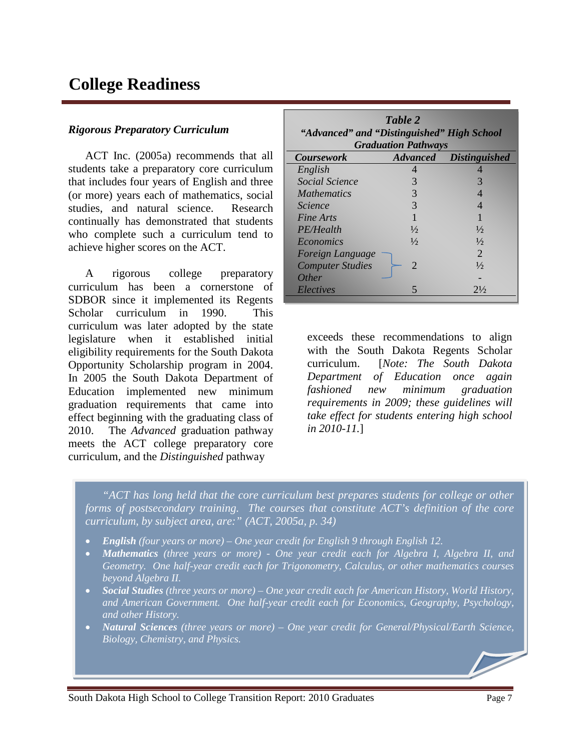# College Readiness

***Rigorous Preparatory Curriculum***

ACT Inc. (2005a) recommends that all students take a preparatory core curriculum that includes four years of English and three (or more) years each of mathematics, social studies, and natural science. Research continually has demonstrated that students who complete such a curriculum tend to achieve higher scores on the ACT.

A rigorous college preparatory curriculum has been a cornerstone of SDBOR since it implemented its Regents Scholar curriculum in 1990. This curriculum was later adopted by the state legislature when it established initial eligibility requirements for the South Dakota Opportunity Scholarship program in 2004. In 2005 the South Dakota Department of Education implemented new minimum graduation requirements that came into effect beginning with the graduating class of 2010. The *Advanced* graduation pathway meets the ACT college preparatory core curriculum, and the *Distinguished* pathway exceeds these recommendations to align with the South Dakota Regents Scholar curriculum. [*Note: The South Dakota Department of Education once again fashioned new minimum graduation requirements in 2009; these guidelines will take effect for students entering high school in 2010-11.*]

***Table 2***
***"Advanced" and "Distinguished" High School Graduation Pathways***

| *Coursework* | *Advanced* | *Distinguished* |
|---|---|---|
| *English* | 4 | 4 |
| *Social Science* | 3 | 3 |
| *Mathematics* | 3 | 4 |
| *Science* | 3 | 4 |
| *Fine Arts* | 1 | 1 |
| *PE/Health* | ½ | ½ |
| *Economics* | ½ | ½ |
| *Foreign Language* | 2 (combined: Foreign Language, Computer Studies, Other) | 2 |
| *Computer Studies* | | ½ |
| *Other* | | - |
| *Electives* | 5 | 2½ |

*"ACT has long held that the core curriculum best prepares students for college or other forms of postsecondary training. The courses that constitute ACT's definition of the core curriculum, by subject area, are:" (ACT, 2005a, p. 34)*

- ***English*** *(four years or more) – One year credit for English 9 through English 12.*
- ***Mathematics*** *(three years or more) - One year credit each for Algebra I, Algebra II, and Geometry. One half-year credit each for Trigonometry, Calculus, or other mathematics courses beyond Algebra II.*
- ***Social Studies*** *(three years or more) – One year credit each for American History, World History, and American Government. One half-year credit each for Economics, Geography, Psychology, and other History.*
- ***Natural Sciences*** *(three years or more) – One year credit for General/Physical/Earth Science, Biology, Chemistry, and Physics.*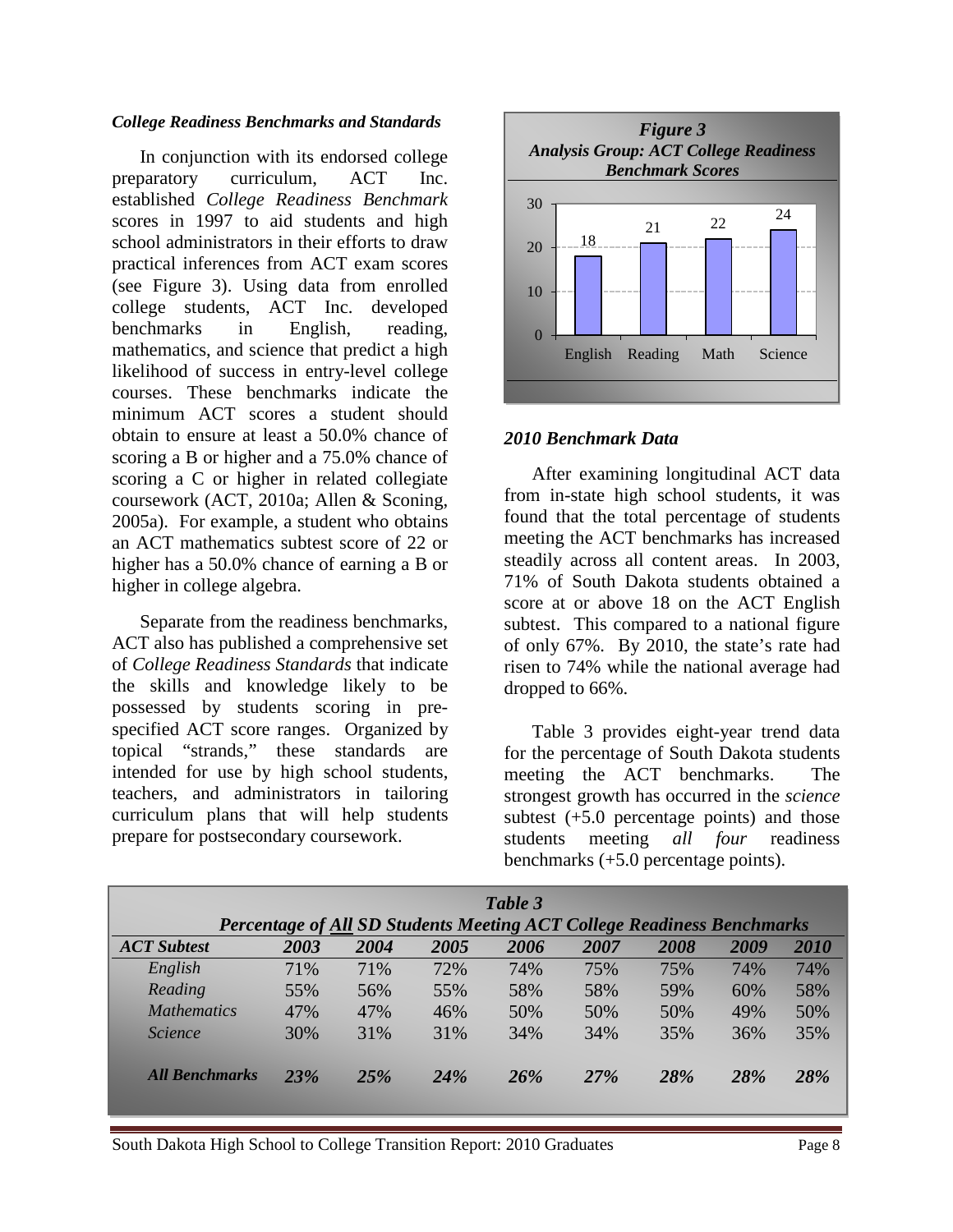### *College Readiness Benchmarks and Standards*

In conjunction with its endorsed college preparatory curriculum, ACT Inc. established *College Readiness Benchmark* scores in 1997 to aid students and high school administrators in their efforts to draw practical inferences from ACT exam scores (see Figure 3). Using data from enrolled college students, ACT Inc. developed benchmarks in English, reading, mathematics, and science that predict a high likelihood of success in entry-level college courses. These benchmarks indicate the minimum ACT scores a student should obtain to ensure at least a 50.0% chance of scoring a B or higher and a 75.0% chance of scoring a C or higher in related collegiate coursework (ACT, 2010a; Allen & Sconing, 2005a). For example, a student who obtains an ACT mathematics subtest score of 22 or higher has a 50.0% chance of earning a B or higher in college algebra.

Separate from the readiness benchmarks, ACT also has published a comprehensive set of *College Readiness Standards* that indicate the skills and knowledge likely to be possessed by students scoring in pre-specified ACT score ranges. Organized by topical "strands," these standards are intended for use by high school students, teachers, and administrators in tailoring curriculum plans that will help students prepare for postsecondary coursework.

***Figure 3***
***Analysis Group: ACT College Readiness Benchmark Scores***

| Subtest | Benchmark Score |
|---|---|
| English | 18 |
| Reading | 21 |
| Math | 22 |
| Science | 24 |

### *2010 Benchmark Data*

After examining longitudinal ACT data from in-state high school students, it was found that the total percentage of students meeting the ACT benchmarks has increased steadily across all content areas. In 2003, 71% of South Dakota students obtained a score at or above 18 on the ACT English subtest. This compared to a national figure of only 67%. By 2010, the state's rate had risen to 74% while the national average had dropped to 66%.

Table 3 provides eight-year trend data for the percentage of South Dakota students meeting the ACT benchmarks. The strongest growth has occurred in the *science* subtest (+5.0 percentage points) and those students meeting *all four* readiness benchmarks (+5.0 percentage points).

***Table 3***
***Percentage of All SD Students Meeting ACT College Readiness Benchmarks***

| *ACT Subtest* | *2003* | *2004* | *2005* | *2006* | *2007* | *2008* | *2009* | *2010* |
|---|---|---|---|---|---|---|---|---|
| *English* | 71% | 71% | 72% | 74% | 75% | 75% | 74% | 74% |
| *Reading* | 55% | 56% | 55% | 58% | 58% | 59% | 60% | 58% |
| *Mathematics* | 47% | 47% | 46% | 50% | 50% | 50% | 49% | 50% |
| *Science* | 30% | 31% | 31% | 34% | 34% | 35% | 36% | 35% |
| ***All Benchmarks*** | ***23%*** | ***25%*** | ***24%*** | ***26%*** | ***27%*** | ***28%*** | ***28%*** | ***28%*** |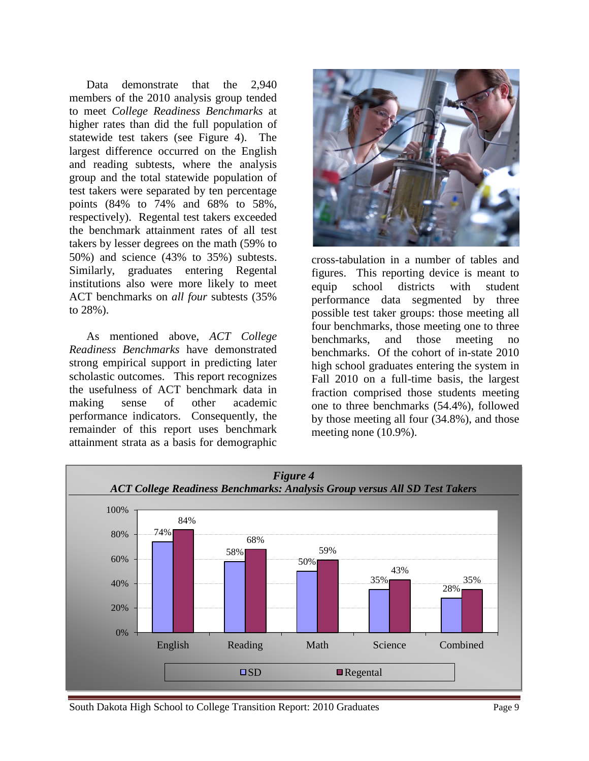Data demonstrate that the 2,940 members of the 2010 analysis group tended to meet *College Readiness Benchmarks* at higher rates than did the full population of statewide test takers (see Figure 4). The largest difference occurred on the English and reading subtests, where the analysis group and the total statewide population of test takers were separated by ten percentage points (84% to 74% and 68% to 58%, respectively). Regental test takers exceeded the benchmark attainment rates of all test takers by lesser degrees on the math (59% to 50%) and science (43% to 35%) subtests. Similarly, graduates entering Regental institutions also were more likely to meet ACT benchmarks on *all four* subtests (35% to 28%).

As mentioned above, *ACT College Readiness Benchmarks* have demonstrated strong empirical support in predicting later scholastic outcomes. This report recognizes the usefulness of ACT benchmark data in making sense of other academic performance indicators. Consequently, the remainder of this report uses benchmark attainment strata as a basis for demographic cross-tabulation in a number of tables and figures. This reporting device is meant to equip school districts with student performance data segmented by three possible test taker groups: those meeting all four benchmarks, those meeting one to three benchmarks, and those meeting no benchmarks. Of the cohort of in-state 2010 high school graduates entering the system in Fall 2010 on a full-time basis, the largest fraction comprised those students meeting one to three benchmarks (54.4%), followed by those meeting all four (34.8%), and those meeting none (10.9%).

***Figure 4***
***ACT College Readiness Benchmarks: Analysis Group versus All SD Test Takers***

| | English | Reading | Math | Science | Combined |
|---|---|---|---|---|---|
| SD | 74% | 58% | 50% | 35% | 28% |
| Regental | 84% | 68% | 59% | 43% | 35% |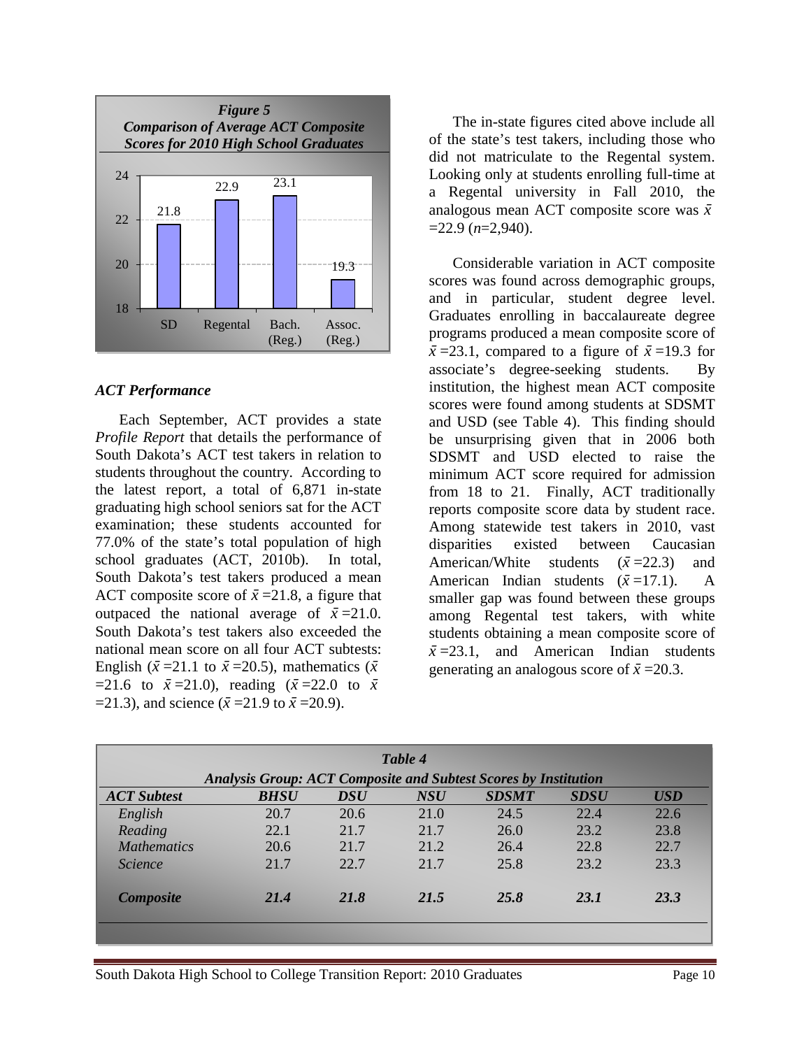**Figure 5**
***Comparison of Average ACT Composite Scores for 2010 High School Graduates***

| | SD | Regental | Bach. (Reg.) | Assoc. (Reg.) |
|---|---|---|---|---|
| Average ACT Composite | 21.8 | 22.9 | 23.1 | 19.3 |

### *ACT Performance*

Each September, ACT provides a state *Profile Report* that details the performance of South Dakota's ACT test takers in relation to students throughout the country. According to the latest report, a total of 6,871 in-state graduating high school seniors sat for the ACT examination; these students accounted for 77.0% of the state's total population of high school graduates (ACT, 2010b). In total, South Dakota's test takers produced a mean ACT composite score of $\bar{x}$ =21.8, a figure that outpaced the national average of $\bar{x}$ =21.0. South Dakota's test takers also exceeded the national mean score on all four ACT subtests: English ($\bar{x}$ =21.1 to $\bar{x}$ =20.5), mathematics ($\bar{x}$ =21.6 to $\bar{x}$ =21.0), reading ($\bar{x}$ =22.0 to $\bar{x}$ =21.3), and science ($\bar{x}$ =21.9 to $\bar{x}$ =20.9).

The in-state figures cited above include all of the state's test takers, including those who did not matriculate to the Regental system. Looking only at students enrolling full-time at a Regental university in Fall 2010, the analogous mean ACT composite score was $\bar{x}$ =22.9 (*n*=2,940).

Considerable variation in ACT composite scores was found across demographic groups, and in particular, student degree level. Graduates enrolling in baccalaureate degree programs produced a mean composite score of $\bar{x}$ =23.1, compared to a figure of $\bar{x}$ =19.3 for associate's degree-seeking students. By institution, the highest mean ACT composite scores were found among students at SDSMT and USD (see Table 4). This finding should be unsurprising given that in 2006 both SDSMT and USD elected to raise the minimum ACT score required for admission from 18 to 21. Finally, ACT traditionally reports composite score data by student race. Among statewide test takers in 2010, vast disparities existed between Caucasian American/White students ($\bar{x}$ =22.3) and American Indian students ($\bar{x}$ =17.1). A smaller gap was found between these groups among Regental test takers, with white students obtaining a mean composite score of $\bar{x}$ =23.1, and American Indian students generating an analogous score of $\bar{x}$ =20.3.

**Table 4**
***Analysis Group: ACT Composite and Subtest Scores by Institution***

| *ACT Subtest* | *BHSU* | *DSU* | *NSU* | *SDSMT* | *SDSU* | *USD* |
|---|---|---|---|---|---|---|
| *English* | 20.7 | 20.6 | 21.0 | 24.5 | 22.4 | 22.6 |
| *Reading* | 22.1 | 21.7 | 21.7 | 26.0 | 23.2 | 23.8 |
| *Mathematics* | 20.6 | 21.7 | 21.2 | 26.4 | 22.8 | 22.7 |
| *Science* | 21.7 | 22.7 | 21.7 | 25.8 | 23.2 | 23.3 |
| ***Composite*** | ***21.4*** | ***21.8*** | ***21.5*** | ***25.8*** | ***23.1*** | ***23.3*** |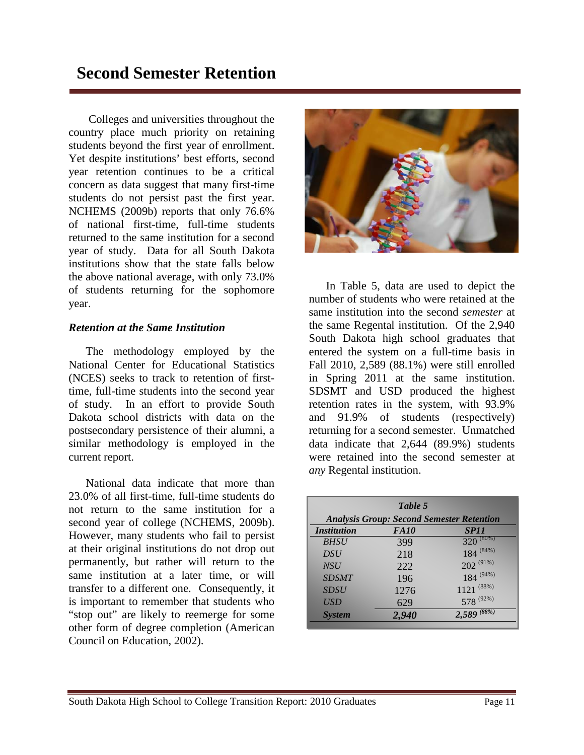# Second Semester Retention

Colleges and universities throughout the country place much priority on retaining students beyond the first year of enrollment. Yet despite institutions' best efforts, second year retention continues to be a critical concern as data suggest that many first-time students do not persist past the first year. NCHEMS (2009b) reports that only 76.6% of national first-time, full-time students returned to the same institution for a second year of study. Data for all South Dakota institutions show that the state falls below the above national average, with only 73.0% of students returning for the sophomore year.

### *Retention at the Same Institution*

The methodology employed by the National Center for Educational Statistics (NCES) seeks to track to retention of first-time, full-time students into the second year of study. In an effort to provide South Dakota school districts with data on the postsecondary persistence of their alumni, a similar methodology is employed in the current report.

National data indicate that more than 23.0% of all first-time, full-time students do not return to the same institution for a second year of college (NCHEMS, 2009b). However, many students who fail to persist at their original institutions do not drop out permanently, but rather will return to the same institution at a later time, or will transfer to a different one. Consequently, it is important to remember that students who "stop out" are likely to reemerge for some other form of degree completion (American Council on Education, 2002).

In Table 5, data are used to depict the number of students who were retained at the same institution into the second *semester* at the same Regental institution. Of the 2,940 South Dakota high school graduates that entered the system on a full-time basis in Fall 2010, 2,589 (88.1%) were still enrolled in Spring 2011 at the same institution. SDSMT and USD produced the highest retention rates in the system, with 93.9% and 91.9% of students (respectively) returning for a second semester. Unmatched data indicate that 2,644 (89.9%) students were retained into the second semester at *any* Regental institution.

***Table 5***

***Analysis Group: Second Semester Retention***

| *Institution* | *FA10* | *SP11* |
|---|---|---|
| *BHSU* | 399 | 320 (80%) |
| *DSU* | 218 | 184 (84%) |
| *NSU* | 222 | 202 (91%) |
| *SDSMT* | 196 | 184 (94%) |
| *SDSU* | 1276 | 1121 (88%) |
| *USD* | 629 | 578 (92%) |
| ***System*** | ***2,940*** | ***2,589 (88%)*** |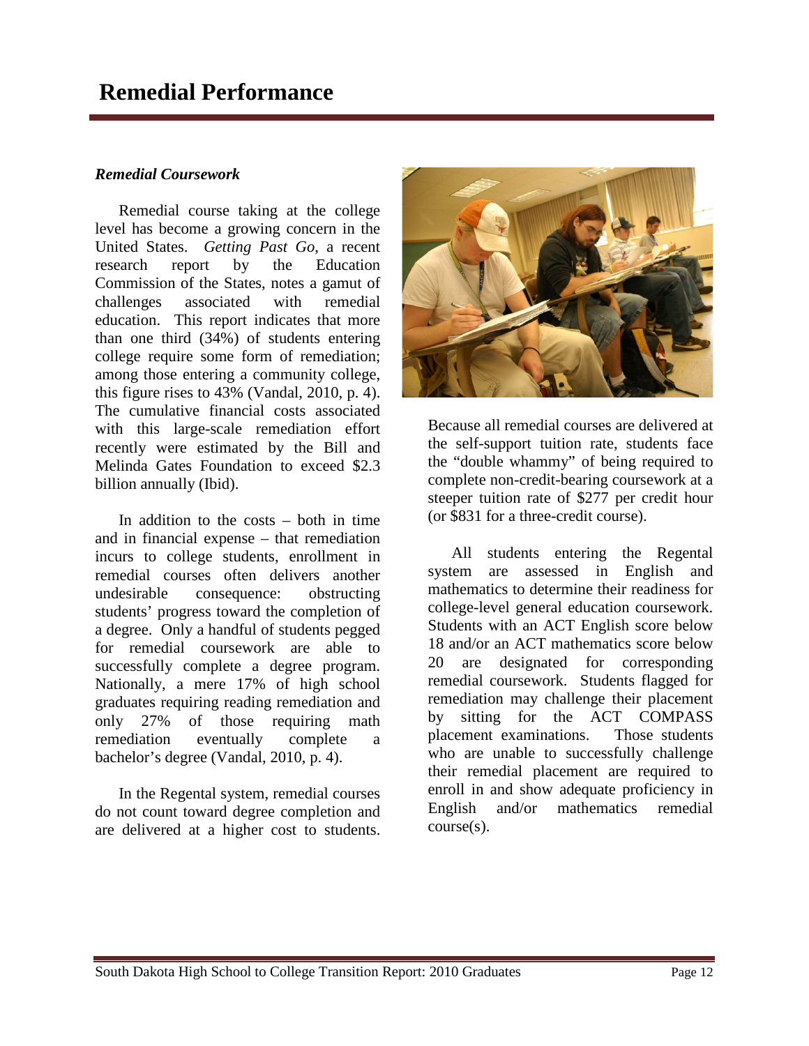# Remedial Performance

### *Remedial Coursework*

Remedial course taking at the college level has become a growing concern in the United States. *Getting Past Go*, a recent research report by the Education Commission of the States, notes a gamut of challenges associated with remedial education. This report indicates that more than one third (34%) of students entering college require some form of remediation; among those entering a community college, this figure rises to 43% (Vandal, 2010, p. 4). The cumulative financial costs associated with this large-scale remediation effort recently were estimated by the Bill and Melinda Gates Foundation to exceed $2.3 billion annually (Ibid).

In addition to the costs – both in time and in financial expense – that remediation incurs to college students, enrollment in remedial courses often delivers another undesirable consequence: obstructing students' progress toward the completion of a degree. Only a handful of students pegged for remedial coursework are able to successfully complete a degree program. Nationally, a mere 17% of high school graduates requiring reading remediation and only 27% of those requiring math remediation eventually complete a bachelor's degree (Vandal, 2010, p. 4).

In the Regental system, remedial courses do not count toward degree completion and are delivered at a higher cost to students. Because all remedial courses are delivered at the self-support tuition rate, students face the "double whammy" of being required to complete non-credit-bearing coursework at a steeper tuition rate of $277 per credit hour (or $831 for a three-credit course).

All students entering the Regental system are assessed in English and mathematics to determine their readiness for college-level general education coursework. Students with an ACT English score below 18 and/or an ACT mathematics score below 20 are designated for corresponding remedial coursework. Students flagged for remediation may challenge their placement by sitting for the ACT COMPASS placement examinations. Those students who are unable to successfully challenge their remedial placement are required to enroll in and show adequate proficiency in English and/or mathematics remedial course(s).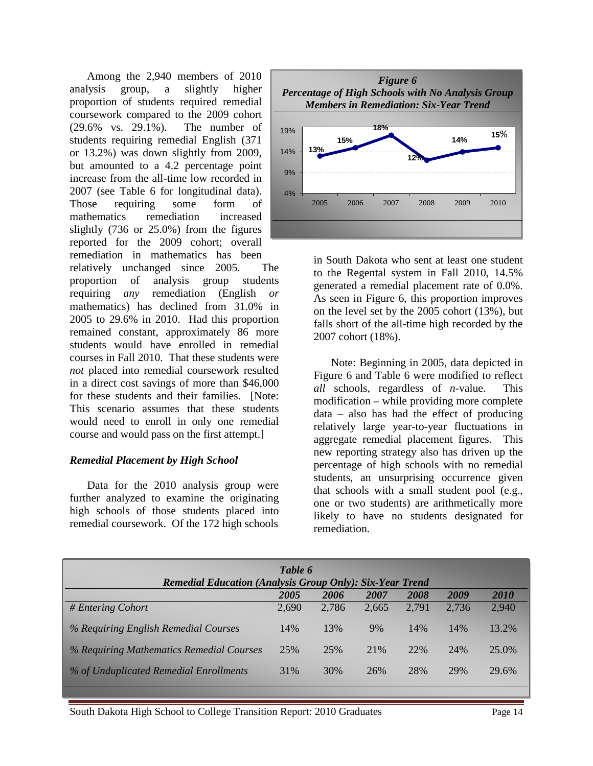Among the 2,940 members of 2010 analysis group, a slightly higher proportion of students required remedial coursework compared to the 2009 cohort (29.6% vs. 29.1%). The number of students requiring remedial English (371 or 13.2%) was down slightly from 2009, but amounted to a 4.2 percentage point increase from the all-time low recorded in 2007 (see Table 6 for longitudinal data). Those requiring some form of mathematics remediation increased slightly (736 or 25.0%) from the figures reported for the 2009 cohort; overall remediation in mathematics has been relatively unchanged since 2005. The proportion of analysis group students requiring *any* remediation (English *or* mathematics) has declined from 31.0% in 2005 to 29.6% in 2010. Had this proportion remained constant, approximately 86 more students would have enrolled in remedial courses in Fall 2010. That these students were *not* placed into remedial coursework resulted in a direct cost savings of more than $46,000 for these students and their families. [Note: This scenario assumes that these students would need to enroll in only one remedial course and would pass on the first attempt.]

### *Remedial Placement by High School*

Data for the 2010 analysis group were further analyzed to examine the originating high schools of those students placed into remedial coursework. Of the 172 high schools in South Dakota who sent at least one student to the Regental system in Fall 2010, 14.5% generated a remedial placement rate of 0.0%. As seen in Figure 6, this proportion improves on the level set by the 2005 cohort (13%), but falls short of the all-time high recorded by the 2007 cohort (18%).

***Figure 6***
***Percentage of High Schools with No Analysis Group Members in Remediation: Six-Year Trend***

| Year | 2005 | 2006 | 2007 | 2008 | 2009 | 2010 |
|---|---|---|---|---|---|---|
| % | 13% | 15% | 18% | 12% | 14% | 15% |

Note: Beginning in 2005, data depicted in Figure 6 and Table 6 were modified to reflect *all* schools, regardless of *n*-value. This modification – while providing more complete data – also has had the effect of producing relatively large year-to-year fluctuations in aggregate remedial placement figures. This new reporting strategy also has driven up the percentage of high schools with no remedial students, an unsurprising occurrence given that schools with a small student pool (e.g., one or two students) are arithmetically more likely to have no students designated for remediation.

***Table 6***
***Remedial Education (Analysis Group Only): Six-Year Trend***

| | *2005* | *2006* | *2007* | *2008* | *2009* | *2010* |
|---|---|---|---|---|---|---|
| *# Entering Cohort* | 2,690 | 2,786 | 2,665 | 2,791 | 2,736 | 2,940 |
| *% Requiring English Remedial Courses* | 14% | 13% | 9% | 14% | 14% | 13.2% |
| *% Requiring Mathematics Remedial Courses* | 25% | 25% | 21% | 22% | 24% | 25.0% |
| *% of Unduplicated Remedial Enrollments* | 31% | 30% | 26% | 28% | 29% | 29.6% |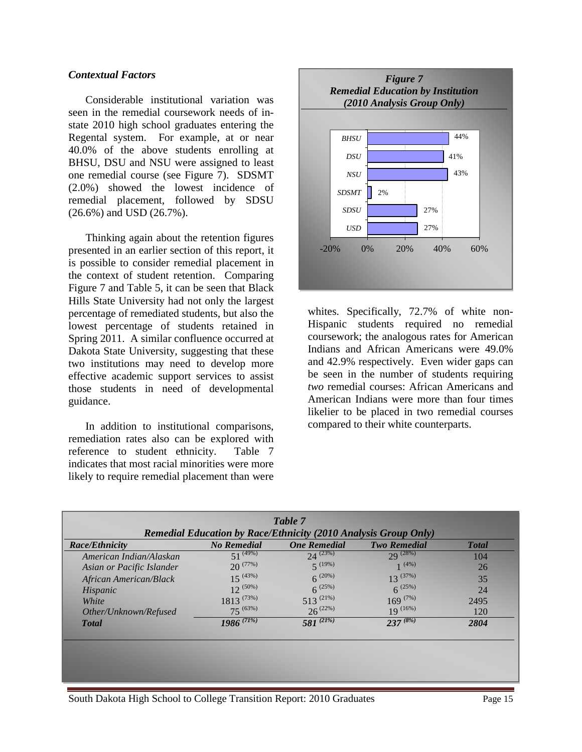### *Contextual Factors*

Considerable institutional variation was seen in the remedial coursework needs of in-state 2010 high school graduates entering the Regental system. For example, at or near 40.0% of the above students enrolling at BHSU, DSU and NSU were assigned to least one remedial course (see Figure 7). SDSMT (2.0%) showed the lowest incidence of remedial placement, followed by SDSU (26.6%) and USD (26.7%).

Thinking again about the retention figures presented in an earlier section of this report, it is possible to consider remedial placement in the context of student retention. Comparing Figure 7 and Table 5, it can be seen that Black Hills State University had not only the largest percentage of remediated students, but also the lowest percentage of students retained in Spring 2011. A similar confluence occurred at Dakota State University, suggesting that these two institutions may need to develop more effective academic support services to assist those students in need of developmental guidance.

In addition to institutional comparisons, remediation rates also can be explored with reference to student ethnicity. Table 7 indicates that most racial minorities were more likely to require remedial placement than were whites. Specifically, 72.7% of white non-Hispanic students required no remedial coursework; the analogous rates for American Indians and African Americans were 49.0% and 42.9% respectively. Even wider gaps can be seen in the number of students requiring *two* remedial courses: African Americans and American Indians were more than four times likelier to be placed in two remedial courses compared to their white counterparts.

***Figure 7***
***Remedial Education by Institution***
***(2010 Analysis Group Only)***

| Institution | Percent |
|---|---|
| BHSU | 44% |
| DSU | 41% |
| NSU | 43% |
| SDSMT | 2% |
| SDSU | 27% |
| USD | 27% |

***Table 7***
***Remedial Education by Race/Ethnicity (2010 Analysis Group Only)***

| Race/Ethnicity | No Remedial | One Remedial | Two Remedial | Total |
|---|---|---|---|---|
| American Indian/Alaskan | 51 (49%) | 24 (23%) | 29 (28%) | 104 |
| Asian or Pacific Islander | 20 (77%) | 5 (19%) | 1 (4%) | 26 |
| African American/Black | 15 (43%) | 6 (20%) | 13 (37%) | 35 |
| Hispanic | 12 (50%) | 6 (25%) | 6 (25%) | 24 |
| White | 1813 (73%) | 513 (21%) | 169 (7%) | 2495 |
| Other/Unknown/Refused | 75 (63%) | 26 (22%) | 19 (16%) | 120 |
| **Total** | ***1986 (71%)*** | ***581 (21%)*** | ***237 (8%)*** | **2804** |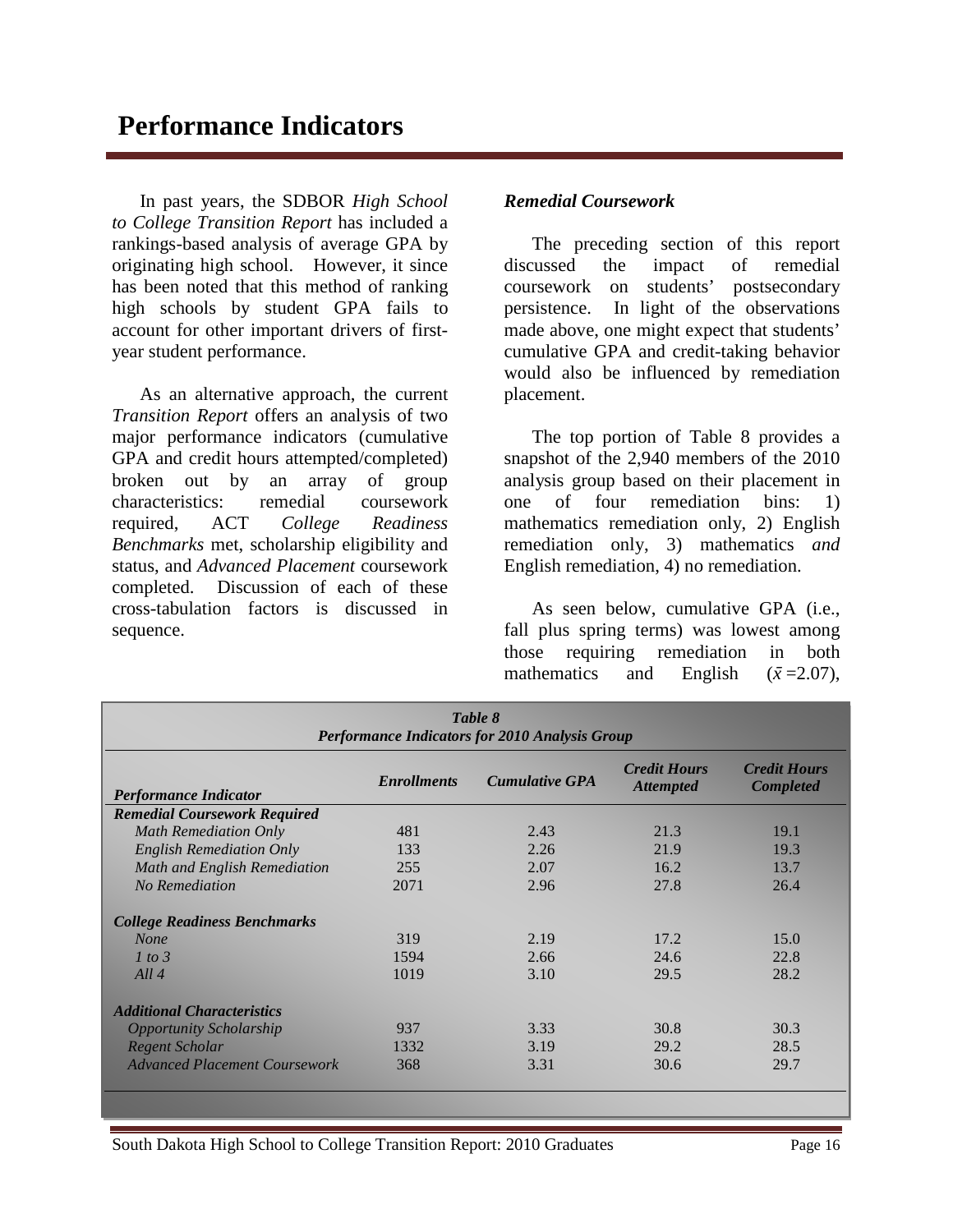# Performance Indicators

In past years, the SDBOR *High School to College Transition Report* has included a rankings-based analysis of average GPA by originating high school. However, it since has been noted that this method of ranking high schools by student GPA fails to account for other important drivers of first-year student performance.

As an alternative approach, the current *Transition Report* offers an analysis of two major performance indicators (cumulative GPA and credit hours attempted/completed) broken out by an array of group characteristics: remedial coursework required, ACT *College Readiness Benchmarks* met, scholarship eligibility and status, and *Advanced Placement* coursework completed. Discussion of each of these cross-tabulation factors is discussed in sequence.

### *Remedial Coursework*

The preceding section of this report discussed the impact of remedial coursework on students' postsecondary persistence. In light of the observations made above, one might expect that students' cumulative GPA and credit-taking behavior would also be influenced by remediation placement.

The top portion of Table 8 provides a snapshot of the 2,940 members of the 2010 analysis group based on their placement in one of four remediation bins: 1) mathematics remediation only, 2) English remediation only, 3) mathematics *and* English remediation, 4) no remediation.

As seen below, cumulative GPA (i.e., fall plus spring terms) was lowest among those requiring remediation in both mathematics and English ($\bar{x}$ =2.07),

***Table 8***
***Performance Indicators for 2010 Analysis Group***

| *Performance Indicator* | *Enrollments* | *Cumulative GPA* | *Credit Hours Attempted* | *Credit Hours Completed* |
|---|---|---|---|---|
| ***Remedial Coursework Required*** | | | | |
| *Math Remediation Only* | 481 | 2.43 | 21.3 | 19.1 |
| *English Remediation Only* | 133 | 2.26 | 21.9 | 19.3 |
| *Math and English Remediation* | 255 | 2.07 | 16.2 | 13.7 |
| *No Remediation* | 2071 | 2.96 | 27.8 | 26.4 |
| ***College Readiness Benchmarks*** | | | | |
| *None* | 319 | 2.19 | 17.2 | 15.0 |
| *1 to 3* | 1594 | 2.66 | 24.6 | 22.8 |
| *All 4* | 1019 | 3.10 | 29.5 | 28.2 |
| ***Additional Characteristics*** | | | | |
| *Opportunity Scholarship* | 937 | 3.33 | 30.8 | 30.3 |
| *Regent Scholar* | 1332 | 3.19 | 29.2 | 28.5 |
| *Advanced Placement Coursework* | 368 | 3.31 | 30.6 | 29.7 |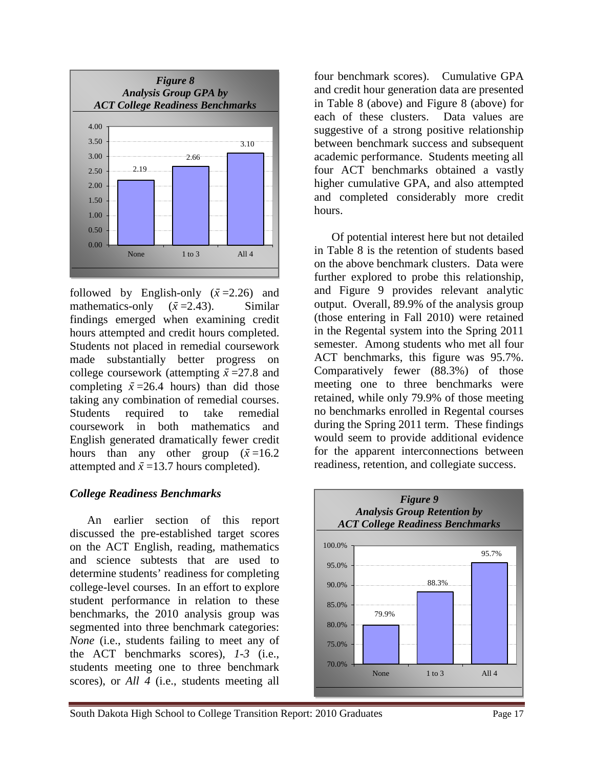*Figure 8*
*Analysis Group GPA by ACT College Readiness Benchmarks*

| Benchmarks | GPA |
|---|---|
| None | 2.19 |
| 1 to 3 | 2.66 |
| All 4 | 3.10 |

followed by English-only ($\bar{x}$ =2.26) and mathematics-only ($\bar{x}$ =2.43). Similar findings emerged when examining credit hours attempted and credit hours completed. Students not placed in remedial coursework made substantially better progress on college coursework (attempting $\bar{x}$ =27.8 and completing $\bar{x}$ =26.4 hours) than did those taking any combination of remedial courses. Students required to take remedial coursework in both mathematics and English generated dramatically fewer credit hours than any other group ($\bar{x}$ =16.2 attempted and $\bar{x}$ =13.7 hours completed).

### *College Readiness Benchmarks*

An earlier section of this report discussed the pre-established target scores on the ACT English, reading, mathematics and science subtests that are used to determine students' readiness for completing college-level courses. In an effort to explore student performance in relation to these benchmarks, the 2010 analysis group was segmented into three benchmark categories: *None* (i.e., students failing to meet any of the ACT benchmarks scores), *1-3* (i.e., students meeting one to three benchmark scores), or *All 4* (i.e., students meeting all four benchmark scores). Cumulative GPA and credit hour generation data are presented in Table 8 (above) and Figure 8 (above) for each of these clusters. Data values are suggestive of a strong positive relationship between benchmark success and subsequent academic performance. Students meeting all four ACT benchmarks obtained a vastly higher cumulative GPA, and also attempted and completed considerably more credit hours.

Of potential interest here but not detailed in Table 8 is the retention of students based on the above benchmark clusters. Data were further explored to probe this relationship, and Figure 9 provides relevant analytic output. Overall, 89.9% of the analysis group (those entering in Fall 2010) were retained in the Regental system into the Spring 2011 semester. Among students who met all four ACT benchmarks, this figure was 95.7%. Comparatively fewer (88.3%) of those meeting one to three benchmarks were retained, while only 79.9% of those meeting no benchmarks enrolled in Regental courses during the Spring 2011 term. These findings would seem to provide additional evidence for the apparent interconnections between readiness, retention, and collegiate success.

*Figure 9*
*Analysis Group Retention by ACT College Readiness Benchmarks*

| Benchmarks | Retention |
|---|---|
| None | 79.9% |
| 1 to 3 | 88.3% |
| All 4 | 95.7% |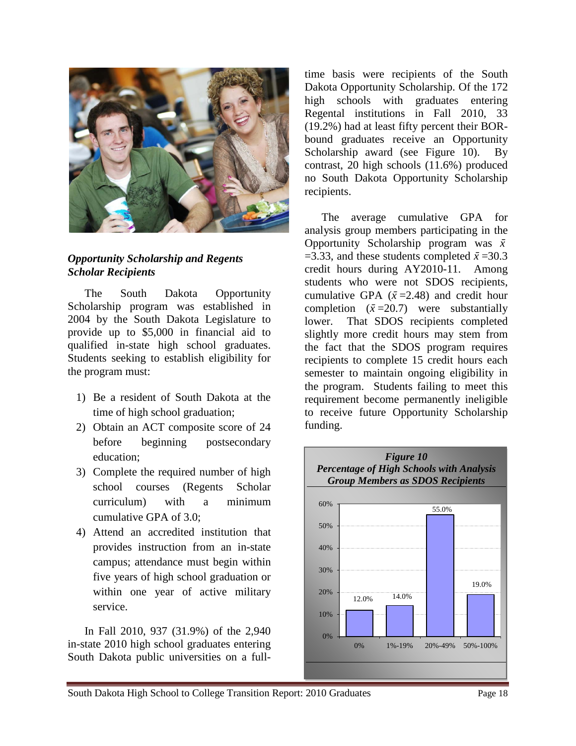### *Opportunity Scholarship and Regents Scholar Recipients*

The South Dakota Opportunity Scholarship program was established in 2004 by the South Dakota Legislature to provide up to $5,000 in financial aid to qualified in-state high school graduates. Students seeking to establish eligibility for the program must:

1) Be a resident of South Dakota at the time of high school graduation;
2) Obtain an ACT composite score of 24 before beginning postsecondary education;
3) Complete the required number of high school courses (Regents Scholar curriculum) with a minimum cumulative GPA of 3.0;
4) Attend an accredited institution that provides instruction from an in-state campus; attendance must begin within five years of high school graduation or within one year of active military service.

In Fall 2010, 937 (31.9%) of the 2,940 in-state 2010 high school graduates entering South Dakota public universities on a full-time basis were recipients of the South Dakota Opportunity Scholarship. Of the 172 high schools with graduates entering Regental institutions in Fall 2010, 33 (19.2%) had at least fifty percent their BOR-bound graduates receive an Opportunity Scholarship award (see Figure 10). By contrast, 20 high schools (11.6%) produced no South Dakota Opportunity Scholarship recipients.

The average cumulative GPA for analysis group members participating in the Opportunity Scholarship program was $\bar{x}$ =3.33, and these students completed $\bar{x}$ =30.3 credit hours during AY2010-11. Among students who were not SDOS recipients, cumulative GPA ($\bar{x}$ =2.48) and credit hour completion ($\bar{x}$ =20.7) were substantially lower. That SDOS recipients completed slightly more credit hours may stem from the fact that the SDOS program requires recipients to complete 15 credit hours each semester to maintain ongoing eligibility in the program. Students failing to meet this requirement become permanently ineligible to receive future Opportunity Scholarship funding.

***Figure 10***
***Percentage of High Schools with Analysis Group Members as SDOS Recipients***

| 0% | 1%-19% | 20%-49% | 50%-100% |
|---|---|---|---|
| 12.0% | 14.0% | 55.0% | 19.0% |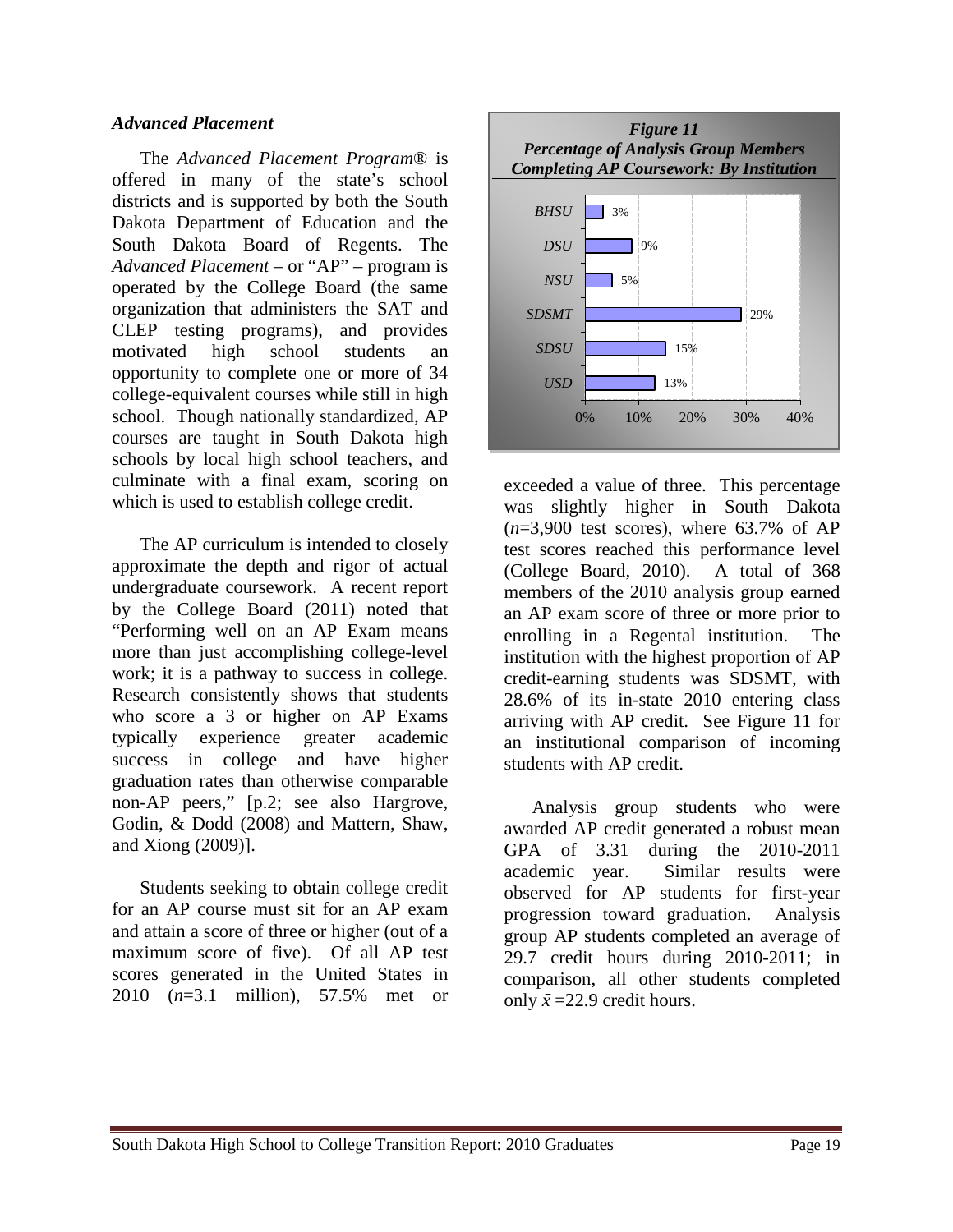### *Advanced Placement*

The *Advanced Placement Program®* is offered in many of the state's school districts and is supported by both the South Dakota Department of Education and the South Dakota Board of Regents. The *Advanced Placement* – or "AP" – program is operated by the College Board (the same organization that administers the SAT and CLEP testing programs), and provides motivated high school students an opportunity to complete one or more of 34 college-equivalent courses while still in high school. Though nationally standardized, AP courses are taught in South Dakota high schools by local high school teachers, and culminate with a final exam, scoring on which is used to establish college credit.

The AP curriculum is intended to closely approximate the depth and rigor of actual undergraduate coursework. A recent report by the College Board (2011) noted that "Performing well on an AP Exam means more than just accomplishing college-level work; it is a pathway to success in college. Research consistently shows that students who score a 3 or higher on AP Exams typically experience greater academic success in college and have higher graduation rates than otherwise comparable non-AP peers," [p.2; see also Hargrove, Godin, & Dodd (2008) and Mattern, Shaw, and Xiong (2009)].

Students seeking to obtain college credit for an AP course must sit for an AP exam and attain a score of three or higher (out of a maximum score of five). Of all AP test scores generated in the United States in 2010 ($n$=3.1 million), 57.5% met or exceeded a value of three. This percentage was slightly higher in South Dakota ($n$=3,900 test scores), where 63.7% of AP test scores reached this performance level (College Board, 2010). A total of 368 members of the 2010 analysis group earned an AP exam score of three or more prior to enrolling in a Regental institution. The institution with the highest proportion of AP credit-earning students was SDSMT, with 28.6% of its in-state 2010 entering class arriving with AP credit. See Figure 11 for an institutional comparison of incoming students with AP credit.

***Figure 11***
***Percentage of Analysis Group Members Completing AP Coursework: By Institution***

| Institution | Percentage |
|---|---|
| *BHSU* | 3% |
| *DSU* | 9% |
| *NSU* | 5% |
| *SDSMT* | 29% |
| *SDSU* | 15% |
| *USD* | 13% |

Analysis group students who were awarded AP credit generated a robust mean GPA of 3.31 during the 2010-2011 academic year. Similar results were observed for AP students for first-year progression toward graduation. Analysis group AP students completed an average of 29.7 credit hours during 2010-2011; in comparison, all other students completed only $\bar{x}$ =22.9 credit hours.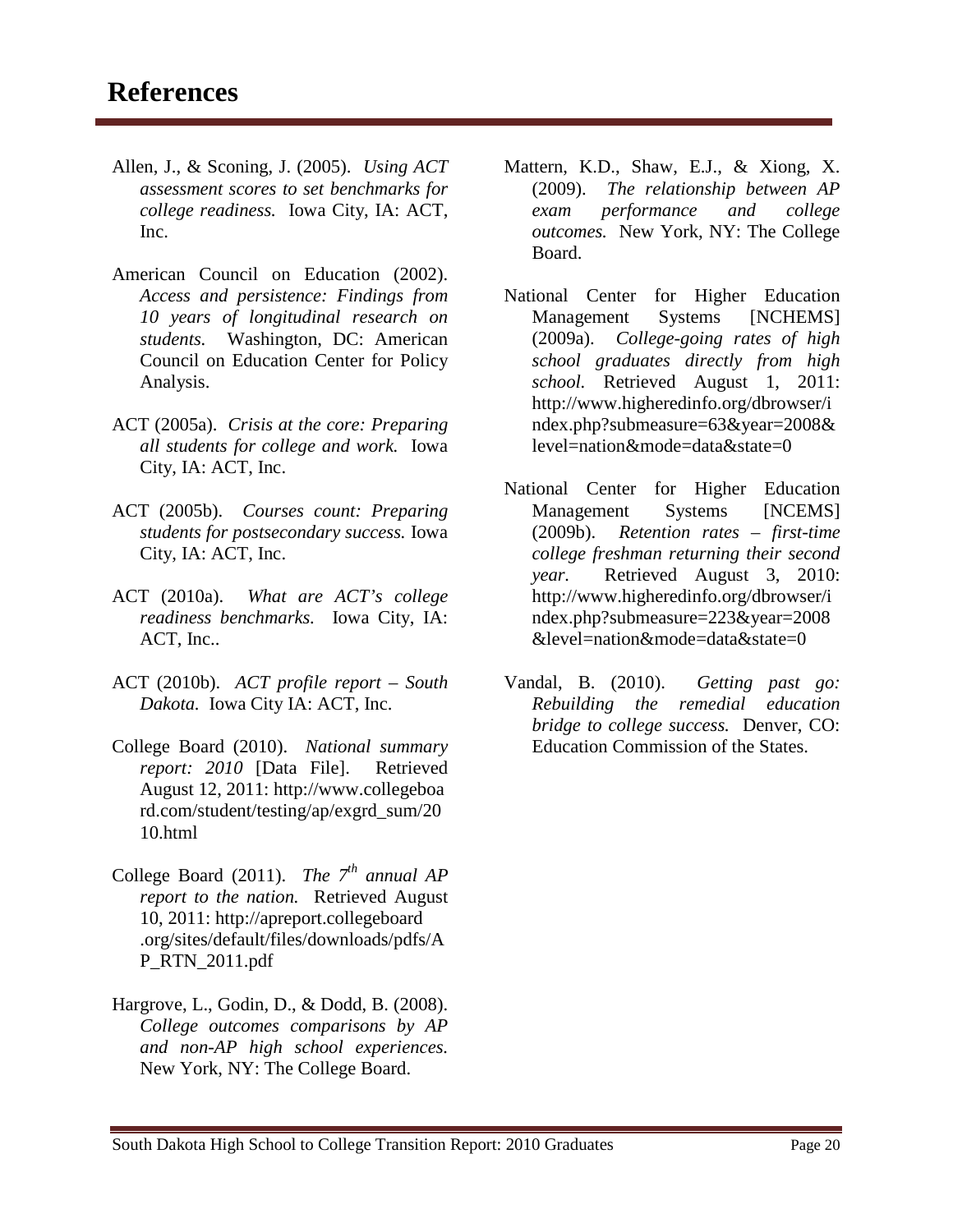# References

Allen, J., & Sconing, J. (2005). *Using ACT assessment scores to set benchmarks for college readiness.* Iowa City, IA: ACT, Inc.

American Council on Education (2002). *Access and persistence: Findings from 10 years of longitudinal research on students.* Washington, DC: American Council on Education Center for Policy Analysis.

ACT (2005a). *Crisis at the core: Preparing all students for college and work.* Iowa City, IA: ACT, Inc.

ACT (2005b). *Courses count: Preparing students for postsecondary success.* Iowa City, IA: ACT, Inc.

ACT (2010a). *What are ACT's college readiness benchmarks.* Iowa City, IA: ACT, Inc..

ACT (2010b). *ACT profile report – South Dakota.* Iowa City IA: ACT, Inc.

College Board (2010). *National summary report: 2010* [Data File]. Retrieved August 12, 2011: http://www.collegeboard.com/student/testing/ap/exgrd_sum/2010.html

College Board (2011). *The 7th annual AP report to the nation.* Retrieved August 10, 2011: http://apreport.collegeboard.org/sites/default/files/downloads/pdfs/AP_RTN_2011.pdf

Hargrove, L., Godin, D., & Dodd, B. (2008). *College outcomes comparisons by AP and non-AP high school experiences.* New York, NY: The College Board.

Mattern, K.D., Shaw, E.J., & Xiong, X. (2009). *The relationship between AP exam performance and college outcomes.* New York, NY: The College Board.

National Center for Higher Education Management Systems [NCHEMS] (2009a). *College-going rates of high school graduates directly from high school.* Retrieved August 1, 2011: http://www.higheredinfo.org/dbrowser/index.php?submeasure=63&year=2008&level=nation&mode=data&state=0

National Center for Higher Education Management Systems [NCEMS] (2009b). *Retention rates – first-time college freshman returning their second year.* Retrieved August 3, 2010: http://www.higheredinfo.org/dbrowser/index.php?submeasure=223&year=2008&level=nation&mode=data&state=0

Vandal, B. (2010). *Getting past go: Rebuilding the remedial education bridge to college success.* Denver, CO: Education Commission of the States.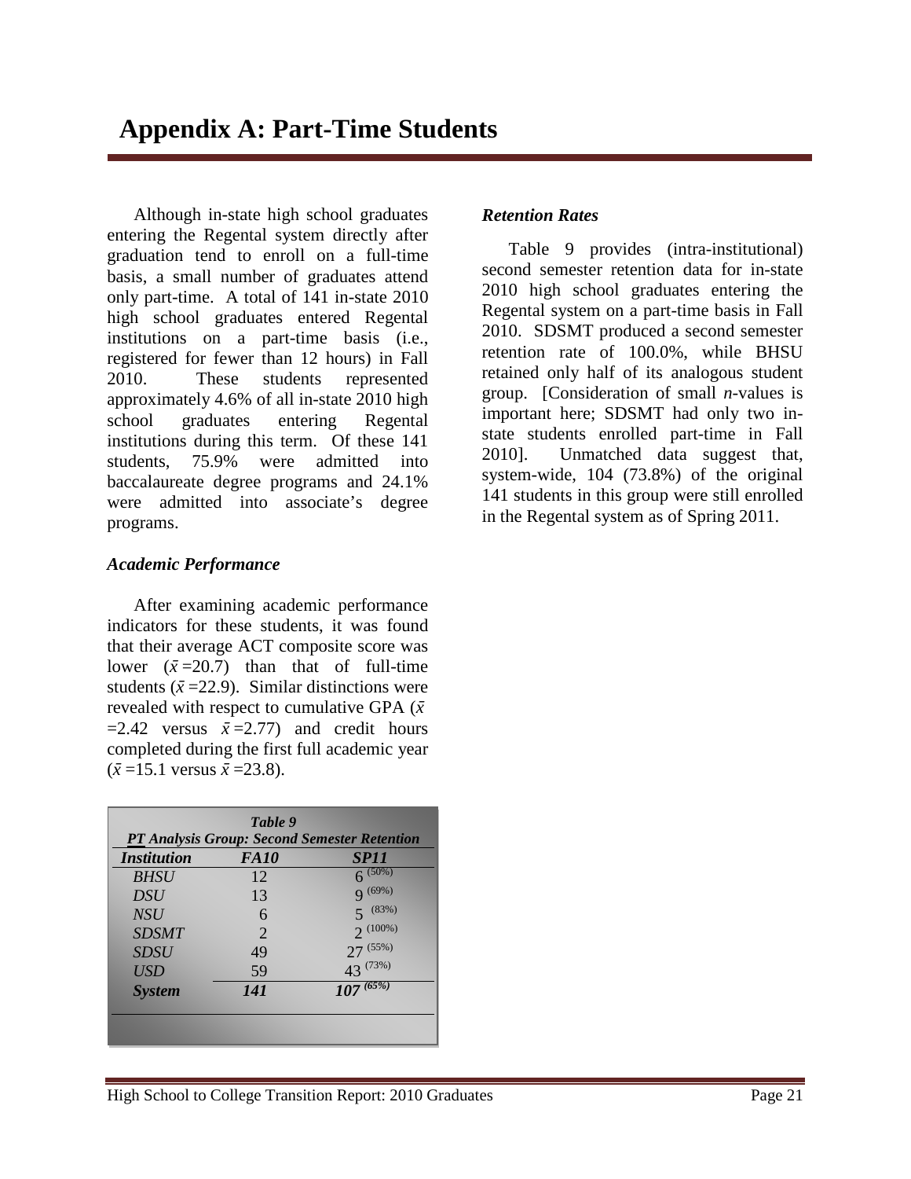# Appendix A: Part-Time Students

Although in-state high school graduates entering the Regental system directly after graduation tend to enroll on a full-time basis, a small number of graduates attend only part-time. A total of 141 in-state 2010 high school graduates entered Regental institutions on a part-time basis (i.e., registered for fewer than 12 hours) in Fall 2010. These students represented approximately 4.6% of all in-state 2010 high school graduates entering Regental institutions during this term. Of these 141 students, 75.9% were admitted into baccalaureate degree programs and 24.1% were admitted into associate's degree programs.

### *Academic Performance*

After examining academic performance indicators for these students, it was found that their average ACT composite score was lower ($\bar{x}$=20.7) than that of full-time students ($\bar{x}$=22.9). Similar distinctions were revealed with respect to cumulative GPA ($\bar{x}$=2.42 versus $\bar{x}$=2.77) and credit hours completed during the first full academic year ($\bar{x}$=15.1 versus $\bar{x}$=23.8).

***Table 9***
***PT Analysis Group: Second Semester Retention***

| *Institution* | *FA10* | *SP11* |
|---|---|---|
| *BHSU* | 12 | 6 (50%) |
| *DSU* | 13 | 9 (69%) |
| *NSU* | 6 | 5 (83%) |
| *SDSMT* | 2 | 2 (100%) |
| *SDSU* | 49 | 27 (55%) |
| *USD* | 59 | 43 (73%) |
| ***System*** | ***141*** | ***107 (65%)*** |

### *Retention Rates*

Table 9 provides (intra-institutional) second semester retention data for in-state 2010 high school graduates entering the Regental system on a part-time basis in Fall 2010. SDSMT produced a second semester retention rate of 100.0%, while BHSU retained only half of its analogous student group. [Consideration of small *n*-values is important here; SDSMT had only two in-state students enrolled part-time in Fall 2010]. Unmatched data suggest that, system-wide, 104 (73.8%) of the original 141 students in this group were still enrolled in the Regental system as of Spring 2011.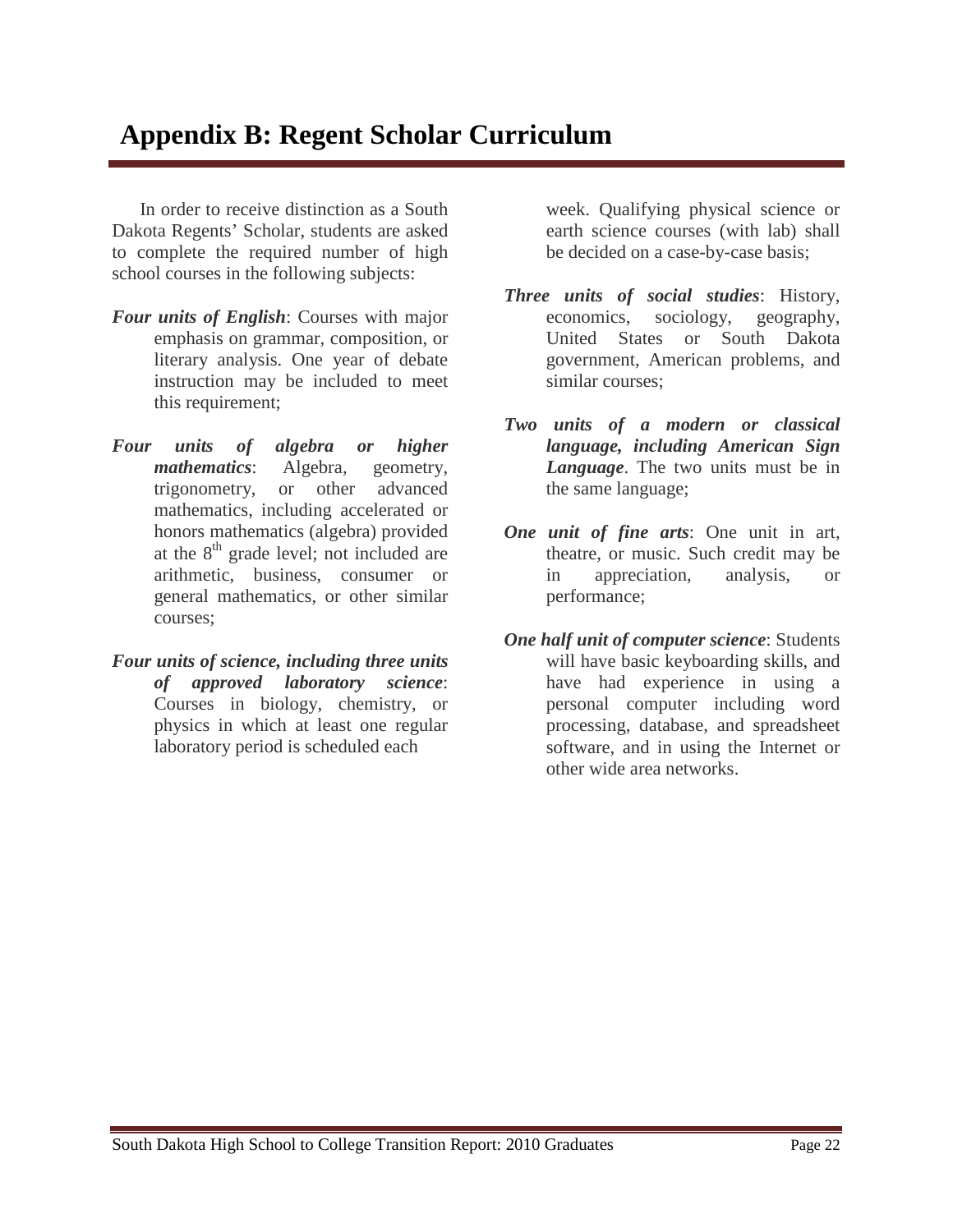# Appendix B: Regent Scholar Curriculum

In order to receive distinction as a South Dakota Regents' Scholar, students are asked to complete the required number of high school courses in the following subjects:

***Four units of English***: Courses with major emphasis on grammar, composition, or literary analysis. One year of debate instruction may be included to meet this requirement;

***Four units of algebra or higher mathematics***: Algebra, geometry, trigonometry, or other advanced mathematics, including accelerated or honors mathematics (algebra) provided at the 8th grade level; not included are arithmetic, business, consumer or general mathematics, or other similar courses;

***Four units of science, including three units of approved laboratory science***: Courses in biology, chemistry, or physics in which at least one regular laboratory period is scheduled each week. Qualifying physical science or earth science courses (with lab) shall be decided on a case-by-case basis;

***Three units of social studies***: History, economics, sociology, geography, United States or South Dakota government, American problems, and similar courses;

***Two units of a modern or classical language, including American Sign Language***. The two units must be in the same language;

***One unit of fine arts***: One unit in art, theatre, or music. Such credit may be in appreciation, analysis, or performance;

***One half unit of computer science***: Students will have basic keyboarding skills, and have had experience in using a personal computer including word processing, database, and spreadsheet software, and in using the Internet or other wide area networks.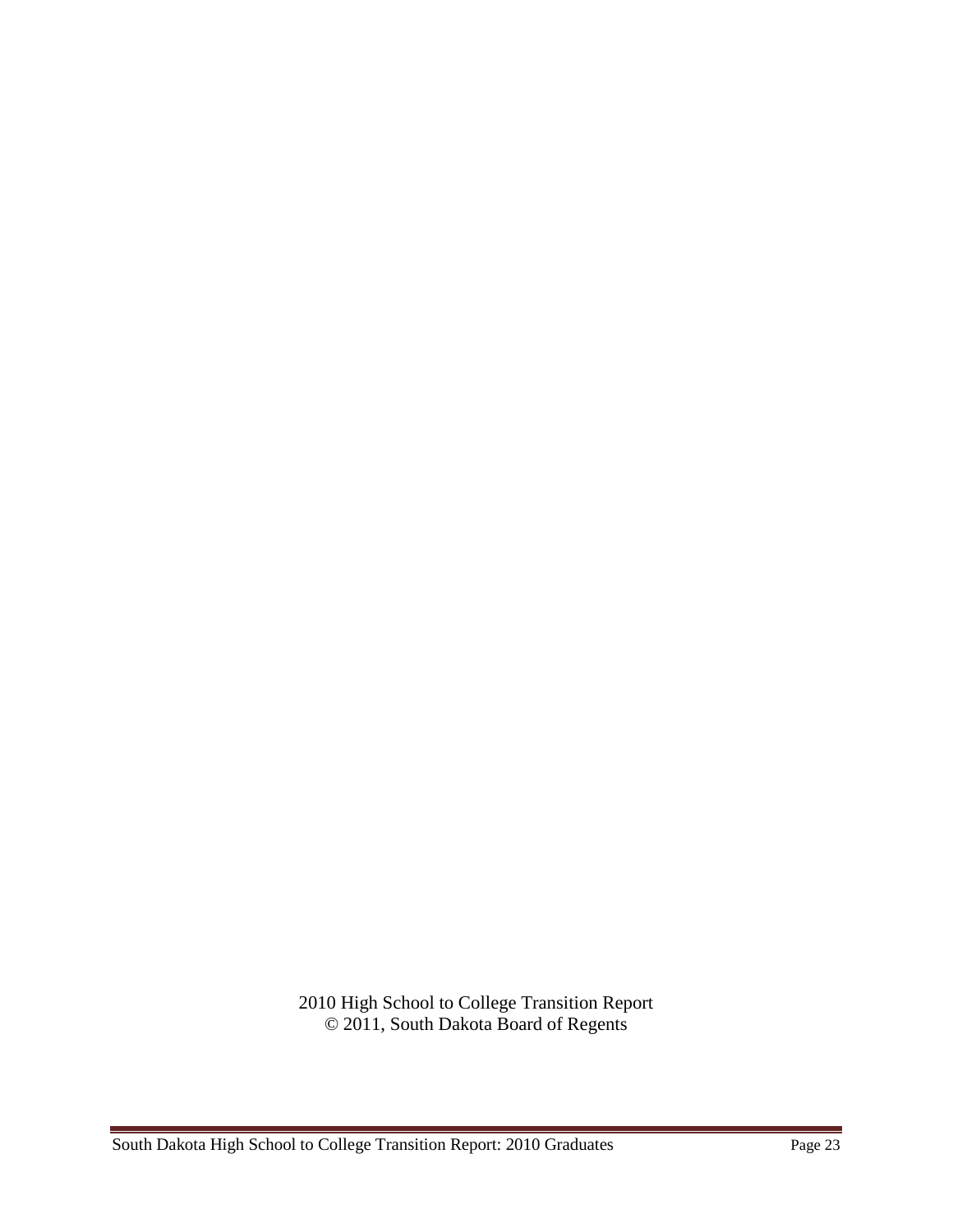2010 High School to College Transition Report
© 2011, South Dakota Board of Regents